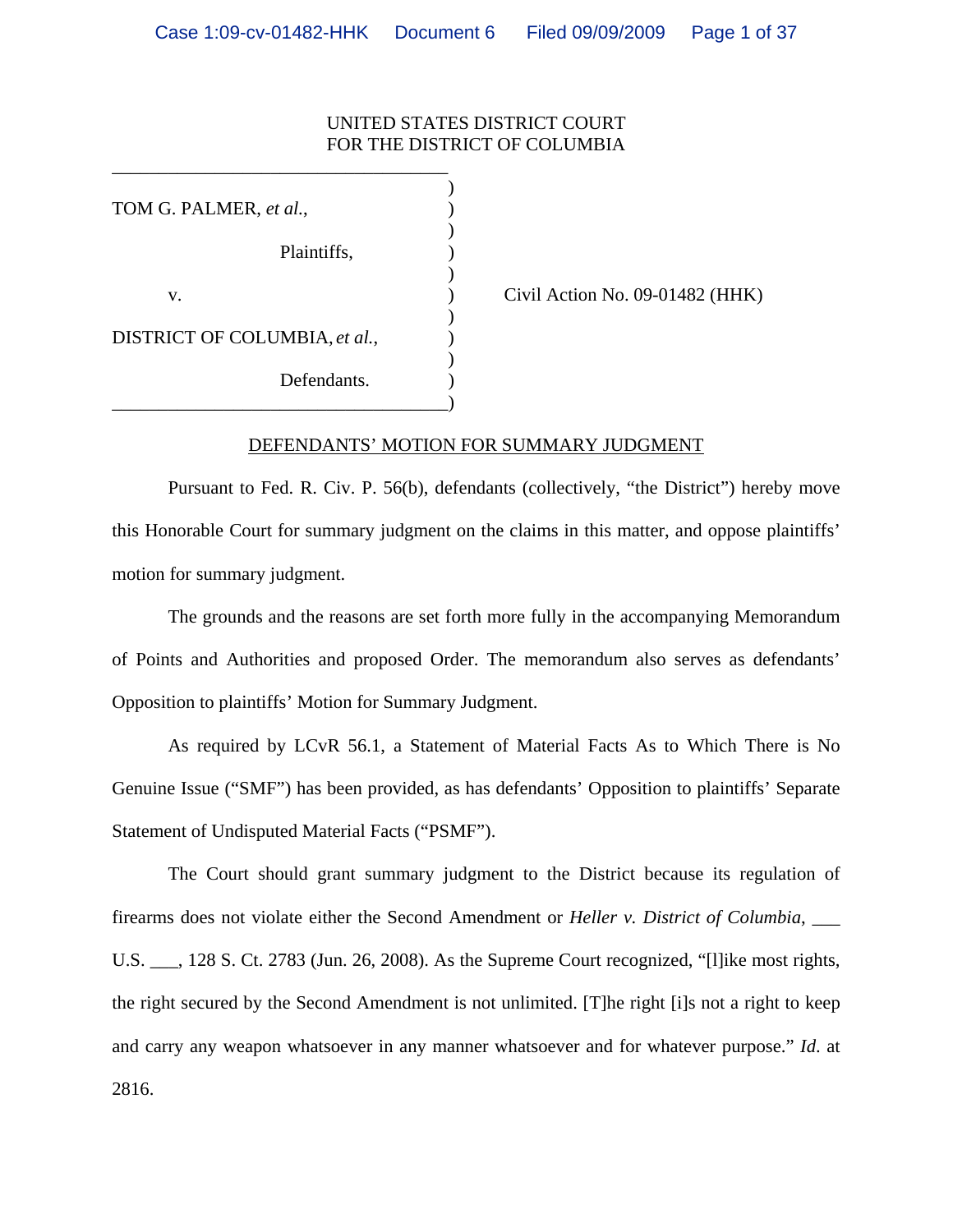UNITED STATES DISTRICT COURT
FOR THE DISTRICT OF COLUMBIA

TOM G. PALMER, *et al.*,

Plaintiffs,

v.

DISTRICT OF COLUMBIA, *et al.*,

Defendants.

Civil Action No. 09-01482 (HHK)

DEFENDANTS' MOTION FOR SUMMARY JUDGMENT

Pursuant to Fed. R. Civ. P. 56(b), defendants (collectively, "the District") hereby move this Honorable Court for summary judgment on the claims in this matter, and oppose plaintiffs' motion for summary judgment.

The grounds and the reasons are set forth more fully in the accompanying Memorandum of Points and Authorities and proposed Order. The memorandum also serves as defendants' Opposition to plaintiffs' Motion for Summary Judgment.

As required by LCvR 56.1, a Statement of Material Facts As to Which There is No Genuine Issue ("SMF") has been provided, as has defendants' Opposition to plaintiffs' Separate Statement of Undisputed Material Facts ("PSMF").

The Court should grant summary judgment to the District because its regulation of firearms does not violate either the Second Amendment or *Heller v. District of Columbia*, ___ U.S. ___, 128 S. Ct. 2783 (Jun. 26, 2008). As the Supreme Court recognized, "[l]ike most rights, the right secured by the Second Amendment is not unlimited. [T]he right [i]s not a right to keep and carry any weapon whatsoever in any manner whatsoever and for whatever purpose." *Id*. at 2816.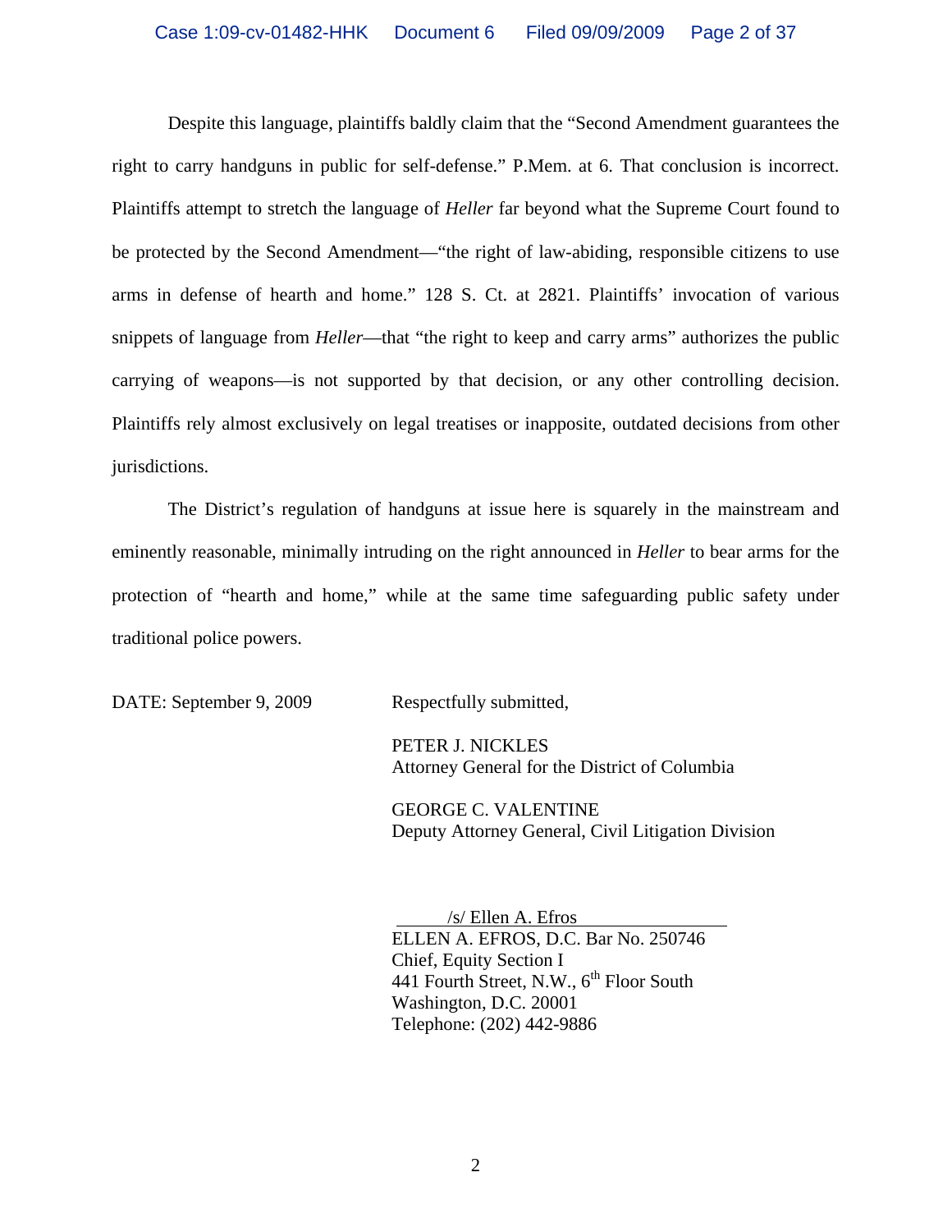Despite this language, plaintiffs baldly claim that the "Second Amendment guarantees the right to carry handguns in public for self-defense." P.Mem. at 6. That conclusion is incorrect. Plaintiffs attempt to stretch the language of *Heller* far beyond what the Supreme Court found to be protected by the Second Amendment—"the right of law-abiding, responsible citizens to use arms in defense of hearth and home." 128 S. Ct. at 2821. Plaintiffs' invocation of various snippets of language from *Heller*—that "the right to keep and carry arms" authorizes the public carrying of weapons—is not supported by that decision, or any other controlling decision. Plaintiffs rely almost exclusively on legal treatises or inapposite, outdated decisions from other jurisdictions.

The District's regulation of handguns at issue here is squarely in the mainstream and eminently reasonable, minimally intruding on the right announced in *Heller* to bear arms for the protection of "hearth and home," while at the same time safeguarding public safety under traditional police powers.

DATE: September 9, 2009

Respectfully submitted,

PETER J. NICKLES
Attorney General for the District of Columbia

GEORGE C. VALENTINE
Deputy Attorney General, Civil Litigation Division

/s/ Ellen A. Efros
ELLEN A. EFROS, D.C. Bar No. 250746
Chief, Equity Section I
441 Fourth Street, N.W., 6th Floor South
Washington, D.C. 20001
Telephone: (202) 442-9886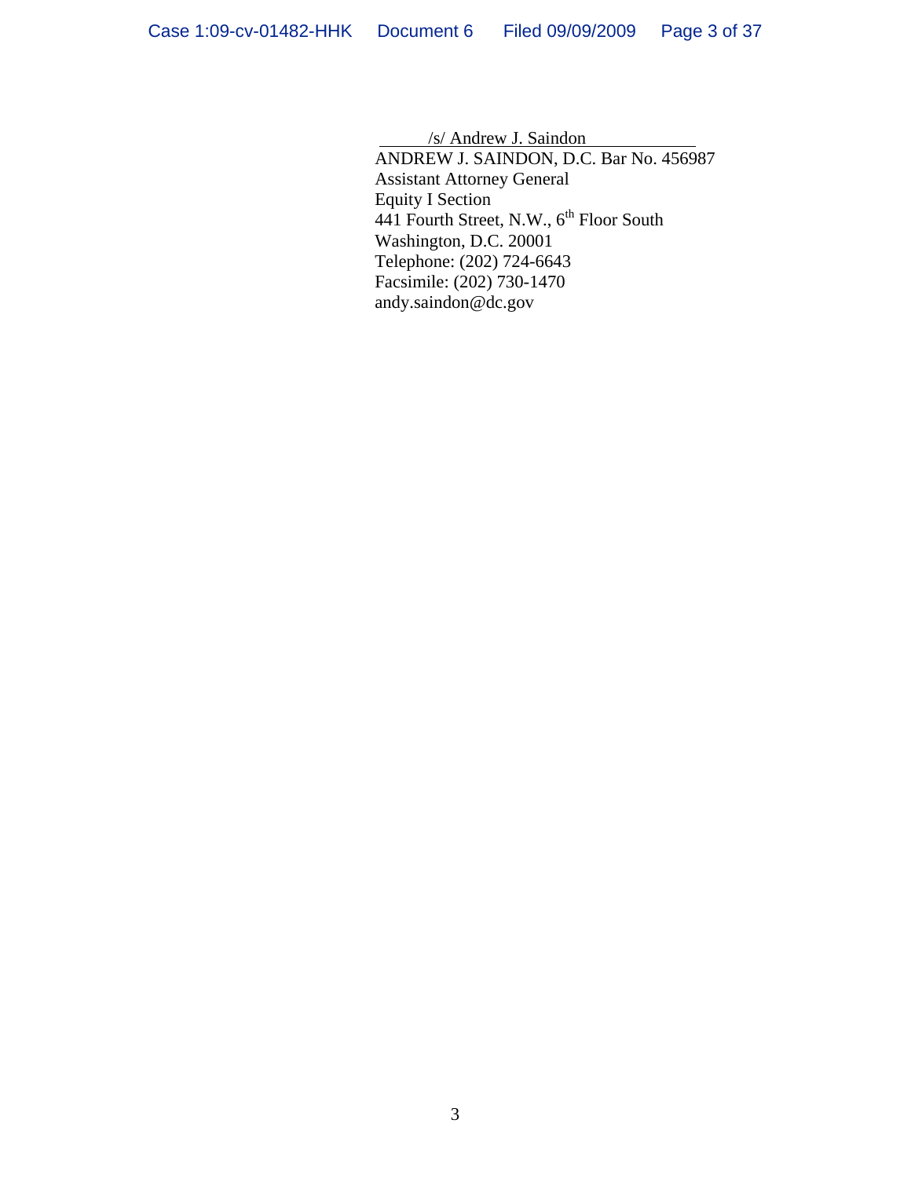/s/ Andrew J. Saindon

ANDREW J. SAINDON, D.C. Bar No. 456987
Assistant Attorney General
Equity I Section
441 Fourth Street, N.W., 6th Floor South
Washington, D.C. 20001
Telephone: (202) 724-6643
Facsimile: (202) 730-1470
andy.saindon@dc.gov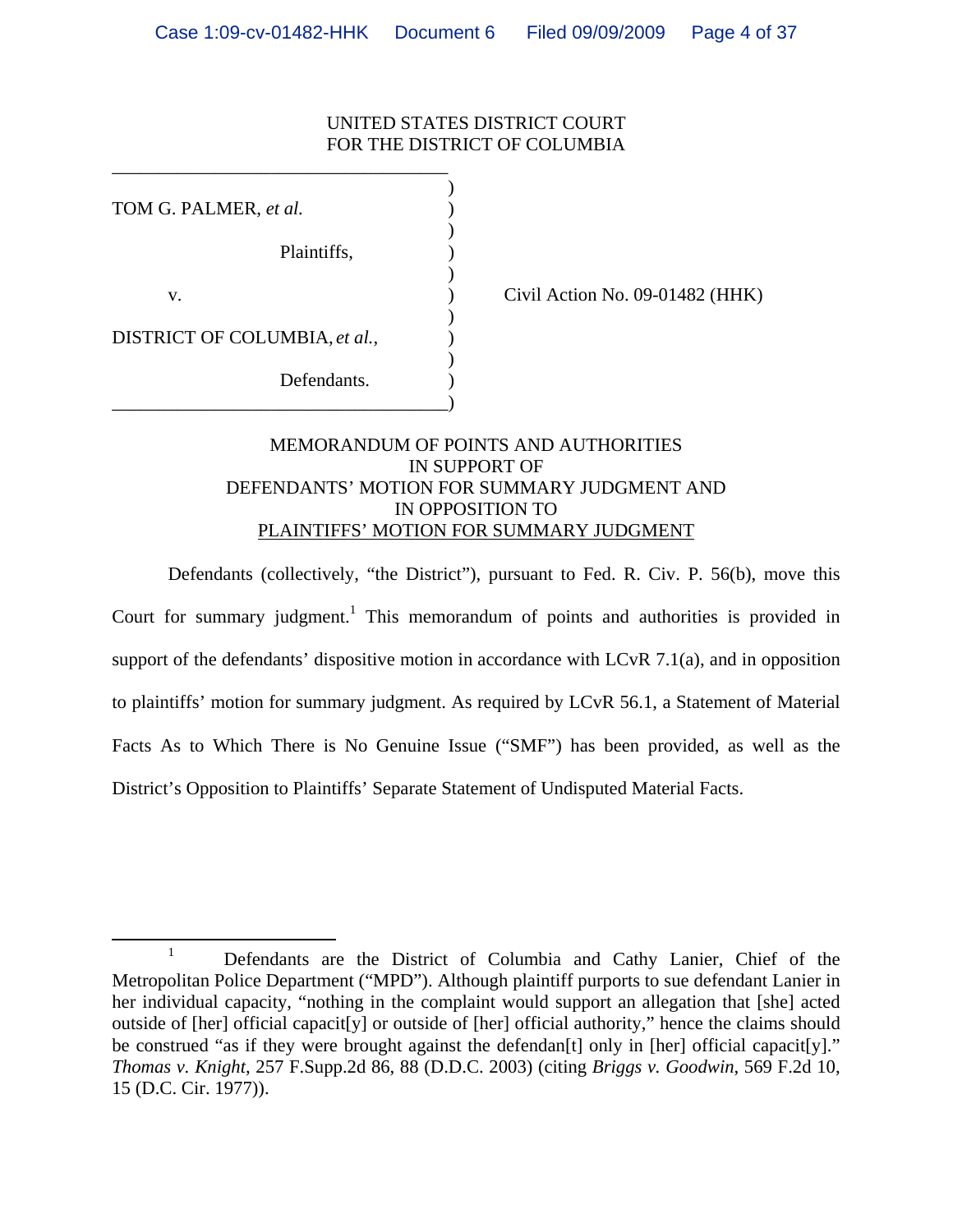UNITED STATES DISTRICT COURT
FOR THE DISTRICT OF COLUMBIA

TOM G. PALMER, *et al.*

Plaintiffs,

v.

DISTRICT OF COLUMBIA, *et al.*,

Defendants.

Civil Action No. 09-01482 (HHK)

MEMORANDUM OF POINTS AND AUTHORITIES
IN SUPPORT OF
DEFENDANTS' MOTION FOR SUMMARY JUDGMENT AND
IN OPPOSITION TO
PLAINTIFFS' MOTION FOR SUMMARY JUDGMENT

Defendants (collectively, "the District"), pursuant to Fed. R. Civ. P. 56(b), move this Court for summary judgment.[1] This memorandum of points and authorities is provided in support of the defendants' dispositive motion in accordance with LCvR 7.1(a), and in opposition to plaintiffs' motion for summary judgment. As required by LCvR 56.1, a Statement of Material Facts As to Which There is No Genuine Issue ("SMF") has been provided, as well as the District's Opposition to Plaintiffs' Separate Statement of Undisputed Material Facts.

[1] Defendants are the District of Columbia and Cathy Lanier, Chief of the Metropolitan Police Department ("MPD"). Although plaintiff purports to sue defendant Lanier in her individual capacity, "nothing in the complaint would support an allegation that [she] acted outside of [her] official capacit[y] or outside of [her] official authority," hence the claims should be construed "as if they were brought against the defendan[t] only in [her] official capacit[y]." *Thomas v. Knight*, 257 F.Supp.2d 86, 88 (D.D.C. 2003) (citing *Briggs v. Goodwin*, 569 F.2d 10, 15 (D.C. Cir. 1977)).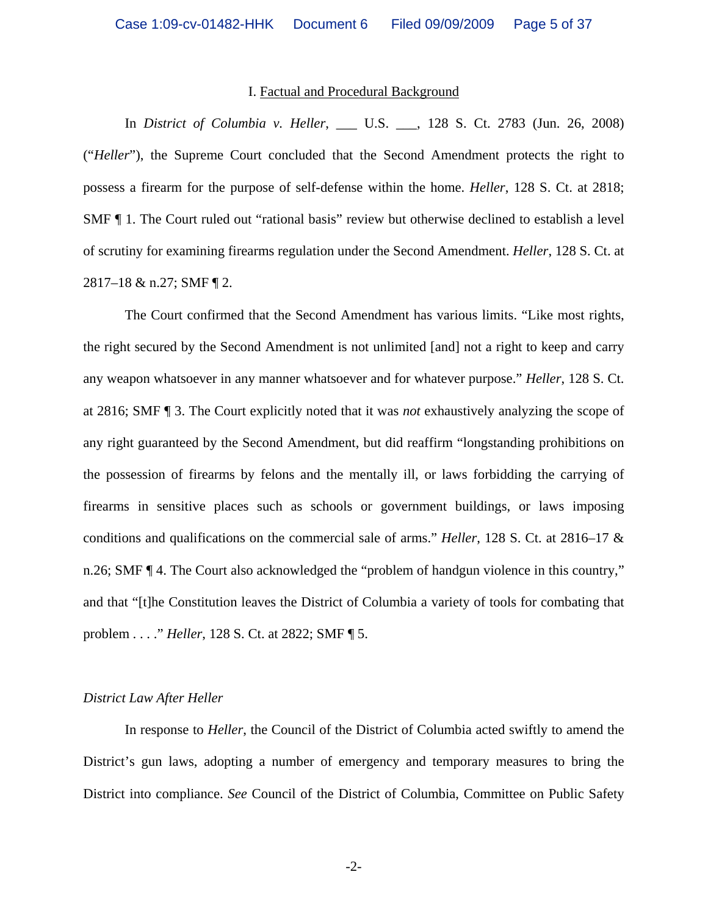## I. Factual and Procedural Background

In *District of Columbia v. Heller*, ___ U.S. ___, 128 S. Ct. 2783 (Jun. 26, 2008) ("*Heller*"), the Supreme Court concluded that the Second Amendment protects the right to possess a firearm for the purpose of self-defense within the home. *Heller*, 128 S. Ct. at 2818; SMF ¶ 1. The Court ruled out "rational basis" review but otherwise declined to establish a level of scrutiny for examining firearms regulation under the Second Amendment. *Heller*, 128 S. Ct. at 2817–18 & n.27; SMF ¶ 2.

The Court confirmed that the Second Amendment has various limits. "Like most rights, the right secured by the Second Amendment is not unlimited [and] not a right to keep and carry any weapon whatsoever in any manner whatsoever and for whatever purpose." *Heller*, 128 S. Ct. at 2816; SMF ¶ 3. The Court explicitly noted that it was *not* exhaustively analyzing the scope of any right guaranteed by the Second Amendment, but did reaffirm "longstanding prohibitions on the possession of firearms by felons and the mentally ill, or laws forbidding the carrying of firearms in sensitive places such as schools or government buildings, or laws imposing conditions and qualifications on the commercial sale of arms." *Heller,* 128 S. Ct. at 2816–17 & n.26; SMF ¶ 4. The Court also acknowledged the "problem of handgun violence in this country," and that "[t]he Constitution leaves the District of Columbia a variety of tools for combating that problem . . . ." *Heller*, 128 S. Ct. at 2822; SMF ¶ 5.

*District Law After Heller*

In response to *Heller*, the Council of the District of Columbia acted swiftly to amend the District's gun laws, adopting a number of emergency and temporary measures to bring the District into compliance. *See* Council of the District of Columbia, Committee on Public Safety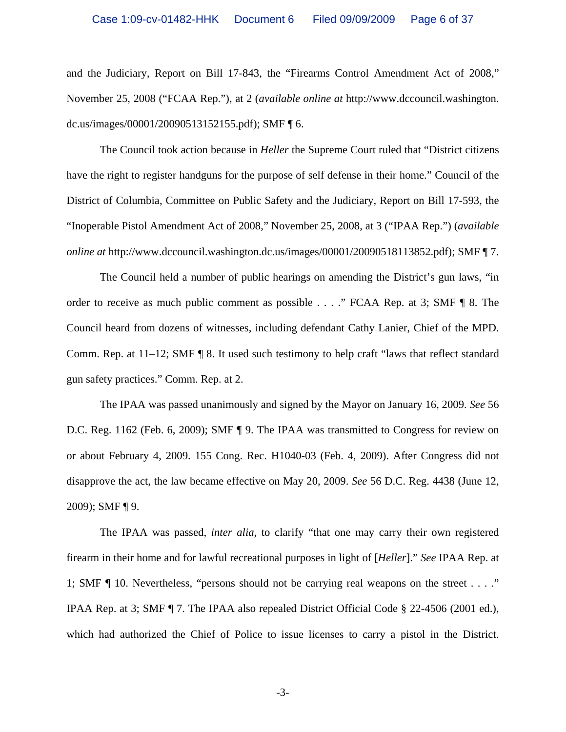and the Judiciary, Report on Bill 17-843, the "Firearms Control Amendment Act of 2008," November 25, 2008 ("FCAA Rep."), at 2 (*available online at* http://www.dccouncil.washington.dc.us/images/00001/20090513152155.pdf); SMF ¶ 6.

The Council took action because in *Heller* the Supreme Court ruled that "District citizens have the right to register handguns for the purpose of self defense in their home." Council of the District of Columbia, Committee on Public Safety and the Judiciary, Report on Bill 17-593, the "Inoperable Pistol Amendment Act of 2008," November 25, 2008, at 3 ("IPAA Rep.") (*available online at* http://www.dccouncil.washington.dc.us/images/00001/20090518113852.pdf); SMF ¶ 7.

The Council held a number of public hearings on amending the District's gun laws, "in order to receive as much public comment as possible . . . ." FCAA Rep. at 3; SMF ¶ 8. The Council heard from dozens of witnesses, including defendant Cathy Lanier, Chief of the MPD. Comm. Rep. at 11–12; SMF ¶ 8. It used such testimony to help craft "laws that reflect standard gun safety practices." Comm. Rep. at 2.

The IPAA was passed unanimously and signed by the Mayor on January 16, 2009. *See* 56 D.C. Reg. 1162 (Feb. 6, 2009); SMF ¶ 9. The IPAA was transmitted to Congress for review on or about February 4, 2009. 155 Cong. Rec. H1040-03 (Feb. 4, 2009). After Congress did not disapprove the act, the law became effective on May 20, 2009. *See* 56 D.C. Reg. 4438 (June 12, 2009); SMF ¶ 9.

The IPAA was passed, *inter alia*, to clarify "that one may carry their own registered firearm in their home and for lawful recreational purposes in light of [*Heller*]." *See* IPAA Rep. at 1; SMF ¶ 10. Nevertheless, "persons should not be carrying real weapons on the street . . . ." IPAA Rep. at 3; SMF ¶ 7. The IPAA also repealed District Official Code § 22-4506 (2001 ed.), which had authorized the Chief of Police to issue licenses to carry a pistol in the District.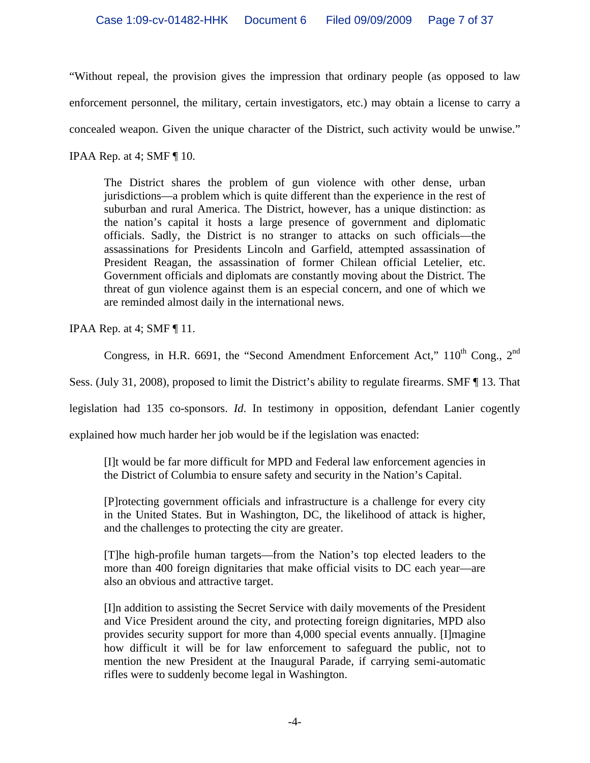"Without repeal, the provision gives the impression that ordinary people (as opposed to law enforcement personnel, the military, certain investigators, etc.) may obtain a license to carry a concealed weapon. Given the unique character of the District, such activity would be unwise." IPAA Rep. at 4; SMF ¶ 10.

> The District shares the problem of gun violence with other dense, urban jurisdictions—a problem which is quite different than the experience in the rest of suburban and rural America. The District, however, has a unique distinction: as the nation's capital it hosts a large presence of government and diplomatic officials. Sadly, the District is no stranger to attacks on such officials—the assassinations for Presidents Lincoln and Garfield, attempted assassination of President Reagan, the assassination of former Chilean official Letelier, etc. Government officials and diplomats are constantly moving about the District. The threat of gun violence against them is an especial concern, and one of which we are reminded almost daily in the international news.

IPAA Rep. at 4; SMF ¶ 11.

Congress, in H.R. 6691, the "Second Amendment Enforcement Act," 110th Cong., 2nd Sess. (July 31, 2008), proposed to limit the District's ability to regulate firearms. SMF ¶ 13. That legislation had 135 co-sponsors. *Id.* In testimony in opposition, defendant Lanier cogently explained how much harder her job would be if the legislation was enacted:

> [I]t would be far more difficult for MPD and Federal law enforcement agencies in the District of Columbia to ensure safety and security in the Nation's Capital.
>
> [P]rotecting government officials and infrastructure is a challenge for every city in the United States. But in Washington, DC, the likelihood of attack is higher, and the challenges to protecting the city are greater.
>
> [T]he high-profile human targets—from the Nation's top elected leaders to the more than 400 foreign dignitaries that make official visits to DC each year—are also an obvious and attractive target.
>
> [I]n addition to assisting the Secret Service with daily movements of the President and Vice President around the city, and protecting foreign dignitaries, MPD also provides security support for more than 4,000 special events annually. [I]magine how difficult it will be for law enforcement to safeguard the public, not to mention the new President at the Inaugural Parade, if carrying semi-automatic rifles were to suddenly become legal in Washington.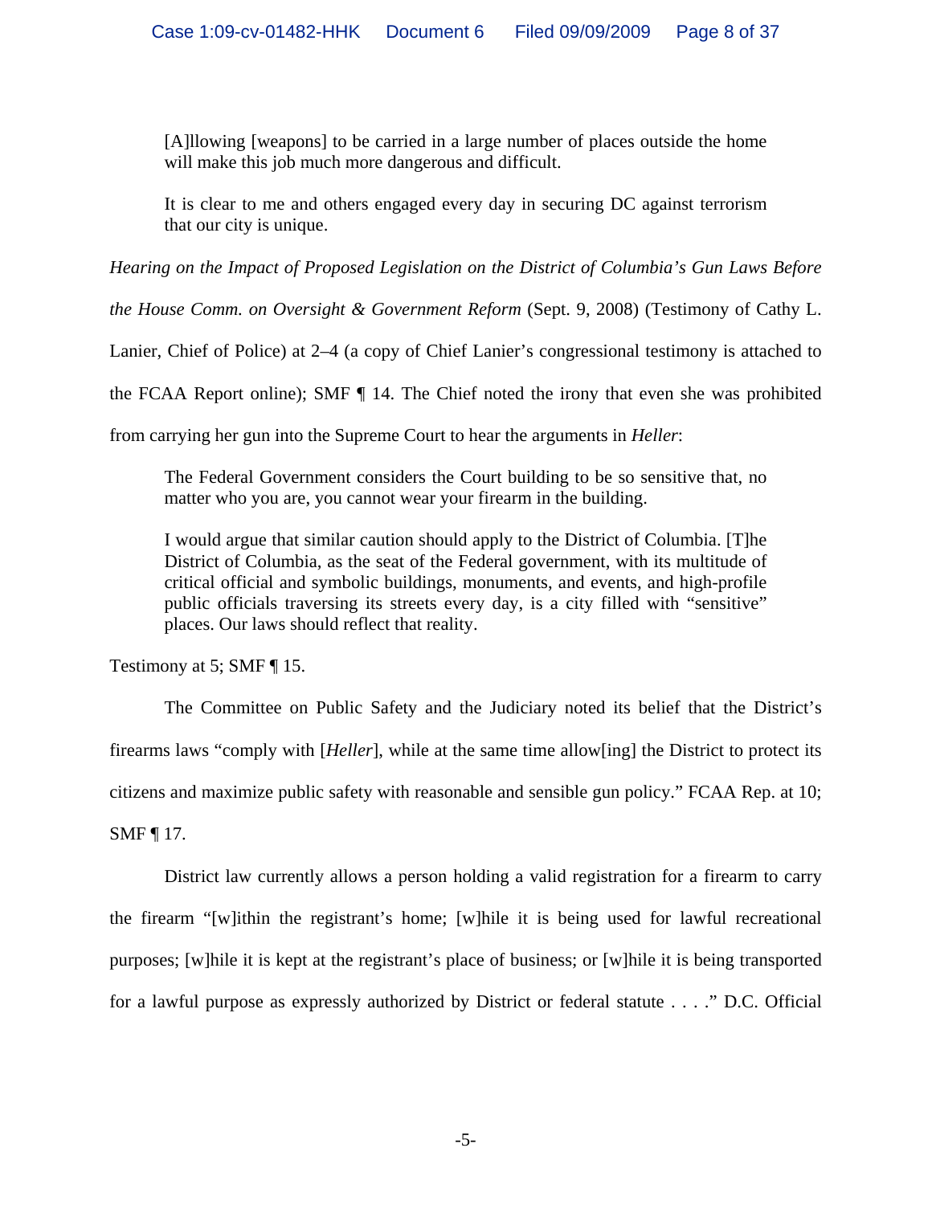> [A]llowing [weapons] to be carried in a large number of places outside the home will make this job much more dangerous and difficult.
>
> It is clear to me and others engaged every day in securing DC against terrorism that our city is unique.

*Hearing on the Impact of Proposed Legislation on the District of Columbia's Gun Laws Before the House Comm. on Oversight & Government Reform* (Sept. 9, 2008) (Testimony of Cathy L. Lanier, Chief of Police) at 2–4 (a copy of Chief Lanier's congressional testimony is attached to the FCAA Report online); SMF ¶ 14. The Chief noted the irony that even she was prohibited from carrying her gun into the Supreme Court to hear the arguments in *Heller*:

> The Federal Government considers the Court building to be so sensitive that, no matter who you are, you cannot wear your firearm in the building.
>
> I would argue that similar caution should apply to the District of Columbia. [T]he District of Columbia, as the seat of the Federal government, with its multitude of critical official and symbolic buildings, monuments, and events, and high-profile public officials traversing its streets every day, is a city filled with "sensitive" places. Our laws should reflect that reality.

Testimony at 5; SMF ¶ 15.

The Committee on Public Safety and the Judiciary noted its belief that the District's firearms laws "comply with [*Heller*], while at the same time allow[ing] the District to protect its citizens and maximize public safety with reasonable and sensible gun policy." FCAA Rep. at 10; SMF ¶ 17.

District law currently allows a person holding a valid registration for a firearm to carry the firearm "[w]ithin the registrant's home; [w]hile it is being used for lawful recreational purposes; [w]hile it is kept at the registrant's place of business; or [w]hile it is being transported for a lawful purpose as expressly authorized by District or federal statute . . . ." D.C. Official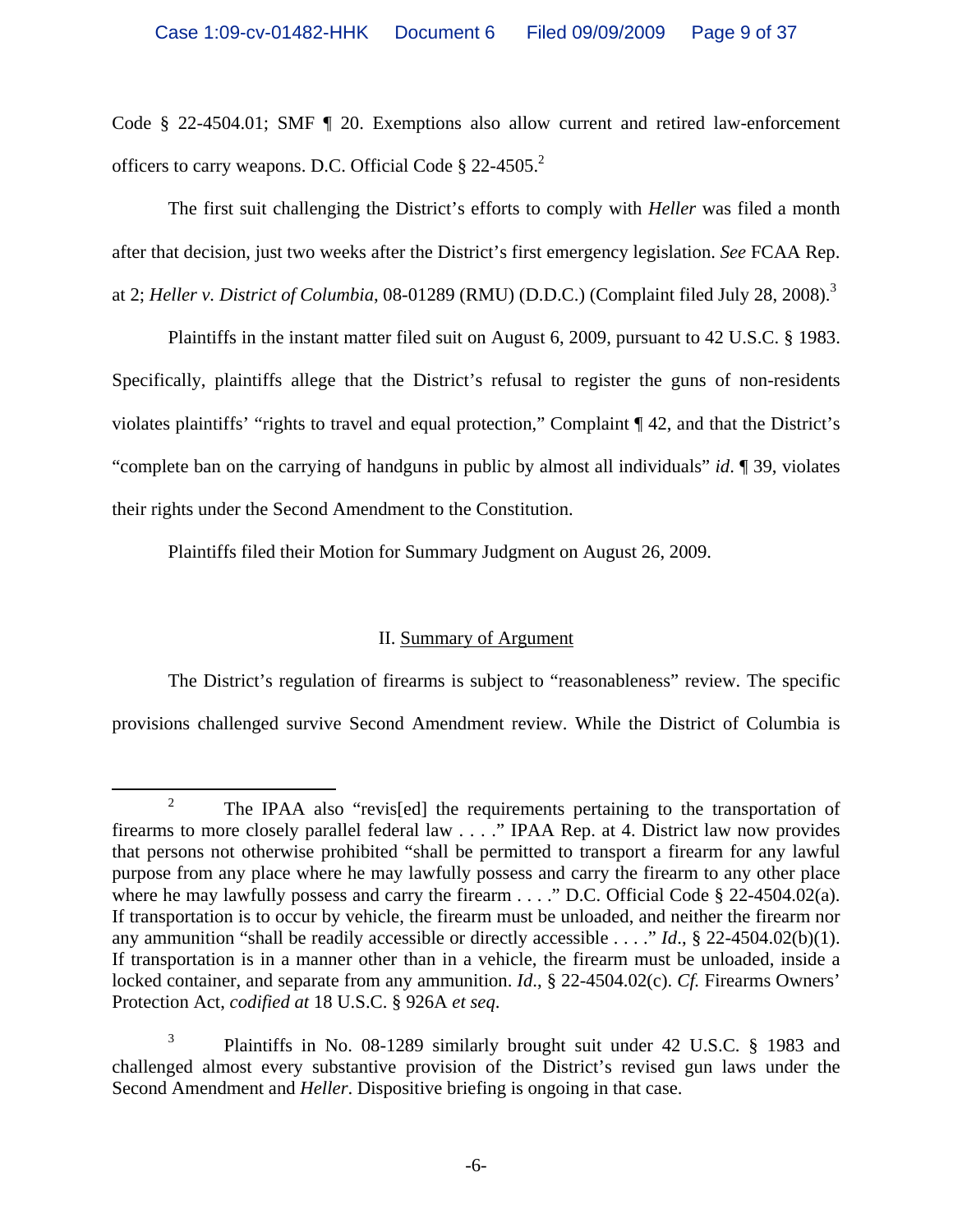Code § 22-4504.01; SMF ¶ 20. Exemptions also allow current and retired law-enforcement officers to carry weapons. D.C. Official Code § 22-4505.[2]

The first suit challenging the District's efforts to comply with *Heller* was filed a month after that decision, just two weeks after the District's first emergency legislation. *See* FCAA Rep. at 2; *Heller v. District of Columbia*, 08-01289 (RMU) (D.D.C.) (Complaint filed July 28, 2008).[3]

Plaintiffs in the instant matter filed suit on August 6, 2009, pursuant to 42 U.S.C. § 1983. Specifically, plaintiffs allege that the District's refusal to register the guns of non-residents violates plaintiffs' "rights to travel and equal protection," Complaint ¶ 42, and that the District's "complete ban on the carrying of handguns in public by almost all individuals" *id*. ¶ 39, violates their rights under the Second Amendment to the Constitution.

Plaintiffs filed their Motion for Summary Judgment on August 26, 2009.

## II. Summary of Argument

The District's regulation of firearms is subject to "reasonableness" review. The specific provisions challenged survive Second Amendment review. While the District of Columbia is

---

[2] The IPAA also "revis[ed] the requirements pertaining to the transportation of firearms to more closely parallel federal law . . . ." IPAA Rep. at 4. District law now provides that persons not otherwise prohibited "shall be permitted to transport a firearm for any lawful purpose from any place where he may lawfully possess and carry the firearm to any other place where he may lawfully possess and carry the firearm . . . ." D.C. Official Code § 22-4504.02(a). If transportation is to occur by vehicle, the firearm must be unloaded, and neither the firearm nor any ammunition "shall be readily accessible or directly accessible . . . ." *Id*., § 22-4504.02(b)(1). If transportation is in a manner other than in a vehicle, the firearm must be unloaded, inside a locked container, and separate from any ammunition. *Id*., § 22-4504.02(c). *Cf.* Firearms Owners' Protection Act, *codified at* 18 U.S.C. § 926A *et seq*.

[3] Plaintiffs in No. 08-1289 similarly brought suit under 42 U.S.C. § 1983 and challenged almost every substantive provision of the District's revised gun laws under the Second Amendment and *Heller*. Dispositive briefing is ongoing in that case.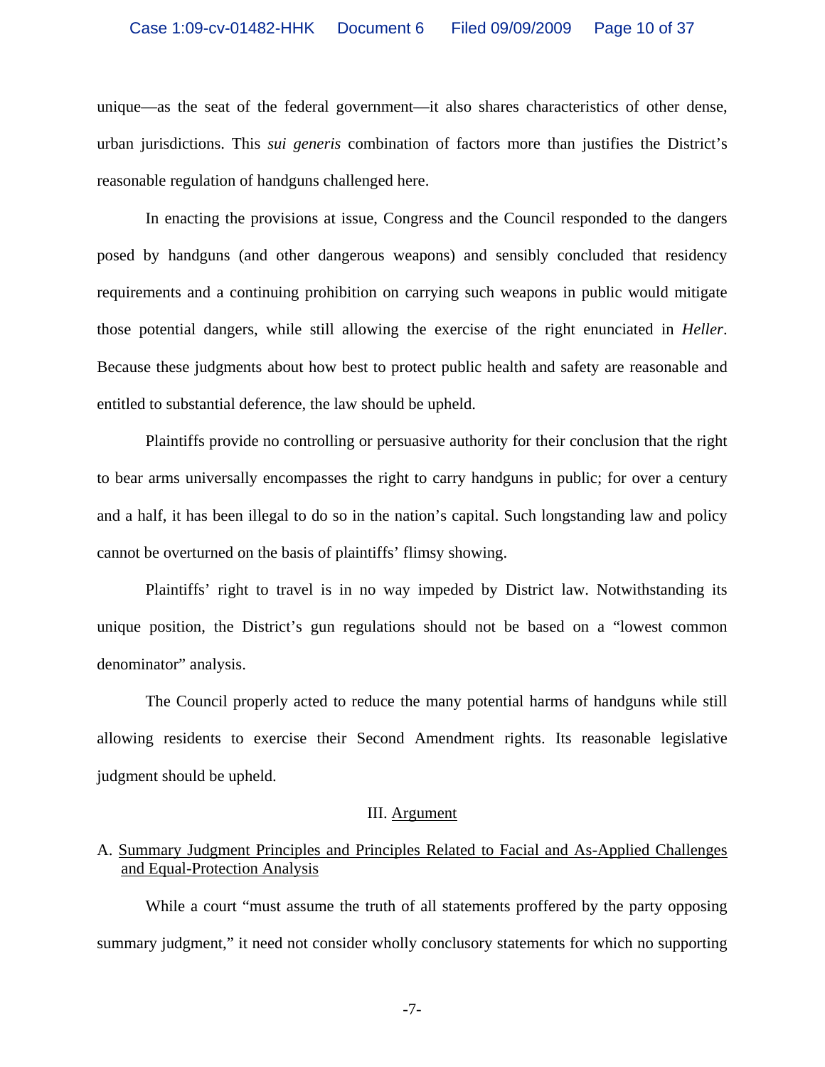unique—as the seat of the federal government—it also shares characteristics of other dense, urban jurisdictions. This *sui generis* combination of factors more than justifies the District's reasonable regulation of handguns challenged here.

In enacting the provisions at issue, Congress and the Council responded to the dangers posed by handguns (and other dangerous weapons) and sensibly concluded that residency requirements and a continuing prohibition on carrying such weapons in public would mitigate those potential dangers, while still allowing the exercise of the right enunciated in *Heller*. Because these judgments about how best to protect public health and safety are reasonable and entitled to substantial deference, the law should be upheld.

Plaintiffs provide no controlling or persuasive authority for their conclusion that the right to bear arms universally encompasses the right to carry handguns in public; for over a century and a half, it has been illegal to do so in the nation's capital. Such longstanding law and policy cannot be overturned on the basis of plaintiffs' flimsy showing.

Plaintiffs' right to travel is in no way impeded by District law. Notwithstanding its unique position, the District's gun regulations should not be based on a "lowest common denominator" analysis.

The Council properly acted to reduce the many potential harms of handguns while still allowing residents to exercise their Second Amendment rights. Its reasonable legislative judgment should be upheld.

## III. Argument

### A. Summary Judgment Principles and Principles Related to Facial and As-Applied Challenges and Equal-Protection Analysis

While a court "must assume the truth of all statements proffered by the party opposing summary judgment," it need not consider wholly conclusory statements for which no supporting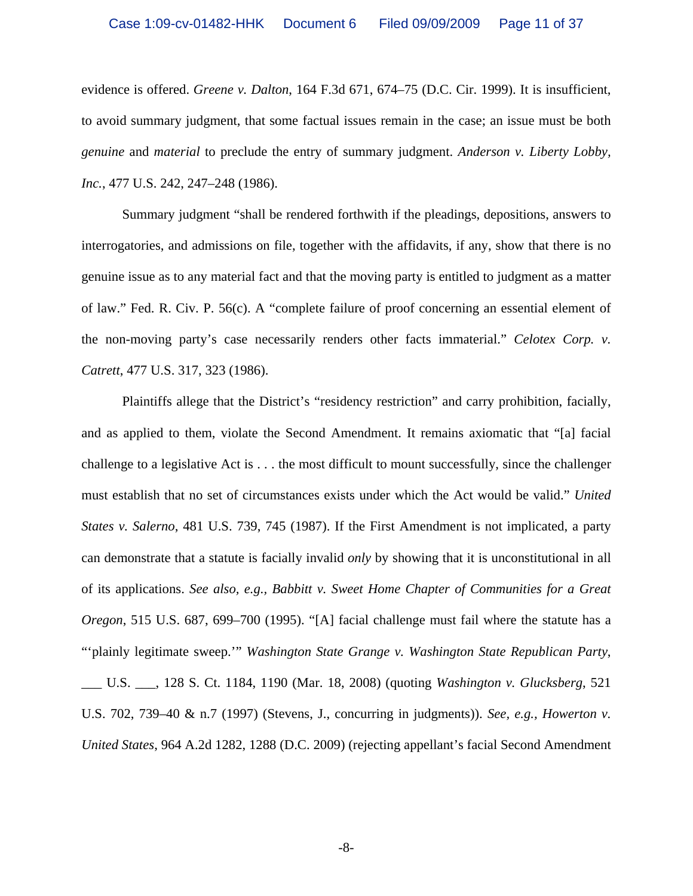evidence is offered. *Greene v. Dalton*, 164 F.3d 671, 674–75 (D.C. Cir. 1999). It is insufficient, to avoid summary judgment, that some factual issues remain in the case; an issue must be both *genuine* and *material* to preclude the entry of summary judgment. *Anderson v. Liberty Lobby, Inc.*, 477 U.S. 242, 247–248 (1986).

Summary judgment "shall be rendered forthwith if the pleadings, depositions, answers to interrogatories, and admissions on file, together with the affidavits, if any, show that there is no genuine issue as to any material fact and that the moving party is entitled to judgment as a matter of law." Fed. R. Civ. P. 56(c). A "complete failure of proof concerning an essential element of the non-moving party's case necessarily renders other facts immaterial." *Celotex Corp. v. Catrett*, 477 U.S. 317, 323 (1986).

Plaintiffs allege that the District's "residency restriction" and carry prohibition, facially, and as applied to them, violate the Second Amendment. It remains axiomatic that "[a] facial challenge to a legislative Act is . . . the most difficult to mount successfully, since the challenger must establish that no set of circumstances exists under which the Act would be valid." *United States v. Salerno*, 481 U.S. 739, 745 (1987). If the First Amendment is not implicated, a party can demonstrate that a statute is facially invalid *only* by showing that it is unconstitutional in all of its applications. *See also, e.g., Babbitt v. Sweet Home Chapter of Communities for a Great Oregon*, 515 U.S. 687, 699–700 (1995). "[A] facial challenge must fail where the statute has a "'plainly legitimate sweep.'" *Washington State Grange v. Washington State Republican Party*, ___ U.S. ___, 128 S. Ct. 1184, 1190 (Mar. 18, 2008) (quoting *Washington v. Glucksberg*, 521 U.S. 702, 739–40 & n.7 (1997) (Stevens, J., concurring in judgments)). *See, e.g., Howerton v. United States*, 964 A.2d 1282, 1288 (D.C. 2009) (rejecting appellant's facial Second Amendment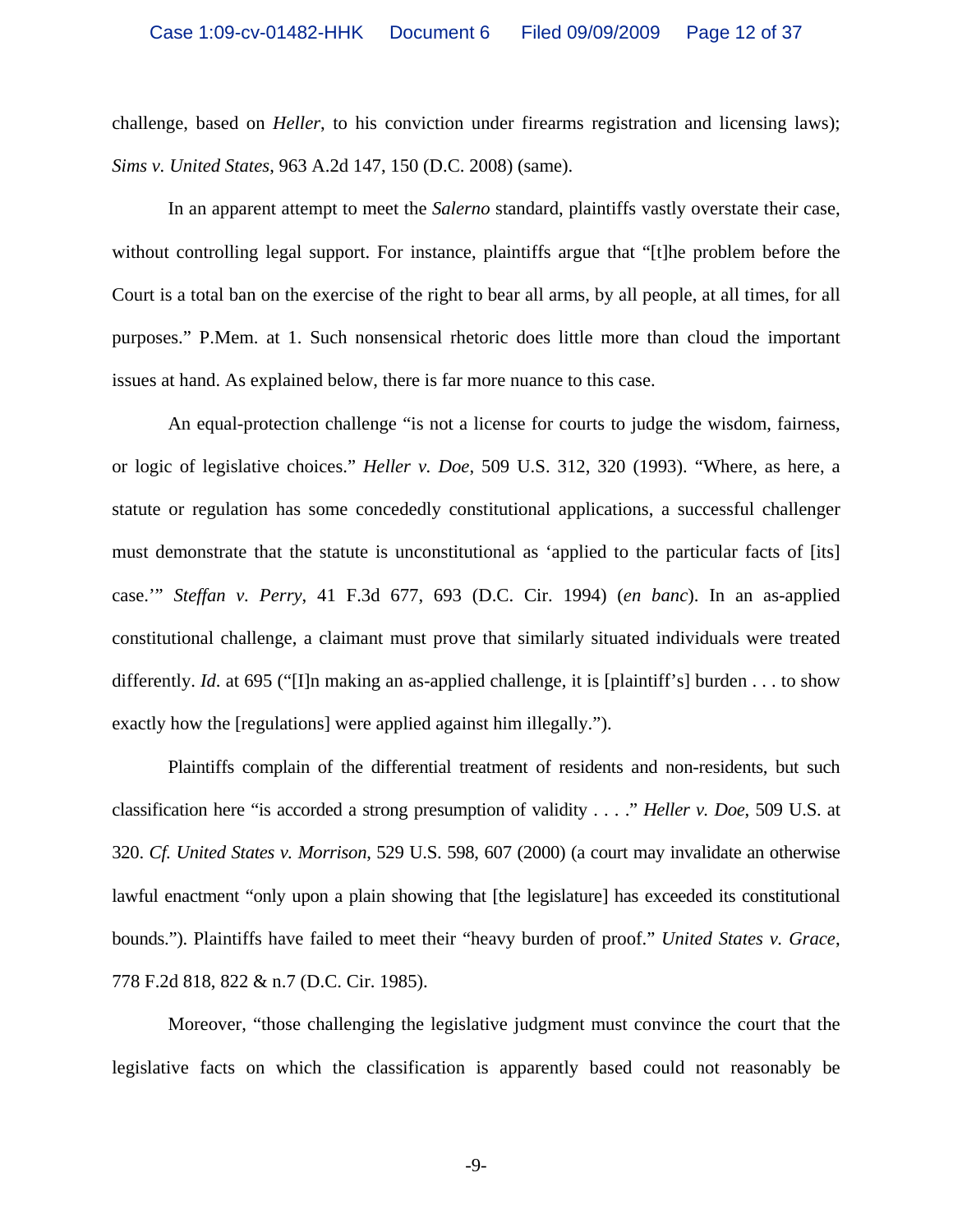challenge, based on *Heller*, to his conviction under firearms registration and licensing laws); *Sims v. United States*, 963 A.2d 147, 150 (D.C. 2008) (same).

In an apparent attempt to meet the *Salerno* standard, plaintiffs vastly overstate their case, without controlling legal support. For instance, plaintiffs argue that "[t]he problem before the Court is a total ban on the exercise of the right to bear all arms, by all people, at all times, for all purposes." P.Mem. at 1. Such nonsensical rhetoric does little more than cloud the important issues at hand. As explained below, there is far more nuance to this case.

An equal-protection challenge "is not a license for courts to judge the wisdom, fairness, or logic of legislative choices." *Heller v. Doe*, 509 U.S. 312, 320 (1993). "Where, as here, a statute or regulation has some concededly constitutional applications, a successful challenger must demonstrate that the statute is unconstitutional as 'applied to the particular facts of [its] case.'" *Steffan v. Perry*, 41 F.3d 677, 693 (D.C. Cir. 1994) (*en banc*). In an as-applied constitutional challenge, a claimant must prove that similarly situated individuals were treated differently. *Id.* at 695 ("[I]n making an as-applied challenge, it is [plaintiff's] burden . . . to show exactly how the [regulations] were applied against him illegally.").

Plaintiffs complain of the differential treatment of residents and non-residents, but such classification here "is accorded a strong presumption of validity . . . ." *Heller v. Doe*, 509 U.S. at 320. *Cf. United States v. Morrison*, 529 U.S. 598, 607 (2000) (a court may invalidate an otherwise lawful enactment "only upon a plain showing that [the legislature] has exceeded its constitutional bounds."). Plaintiffs have failed to meet their "heavy burden of proof." *United States v. Grace*, 778 F.2d 818, 822 & n.7 (D.C. Cir. 1985).

Moreover, "those challenging the legislative judgment must convince the court that the legislative facts on which the classification is apparently based could not reasonably be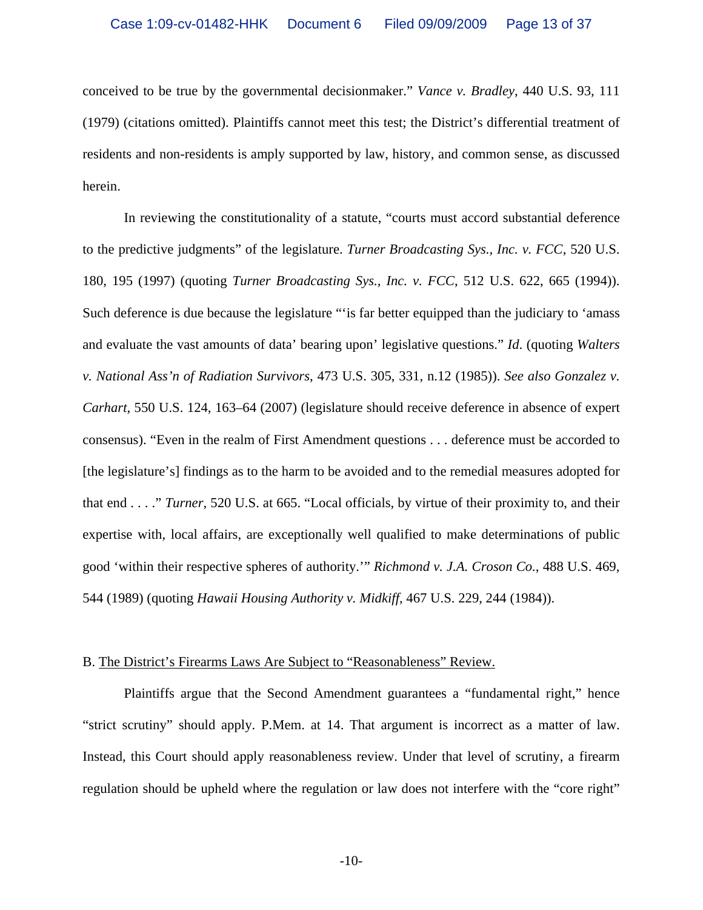conceived to be true by the governmental decisionmaker." *Vance v. Bradley*, 440 U.S. 93, 111 (1979) (citations omitted). Plaintiffs cannot meet this test; the District's differential treatment of residents and non-residents is amply supported by law, history, and common sense, as discussed herein.

In reviewing the constitutionality of a statute, "courts must accord substantial deference to the predictive judgments" of the legislature. *Turner Broadcasting Sys., Inc. v. FCC*, 520 U.S. 180, 195 (1997) (quoting *Turner Broadcasting Sys., Inc. v. FCC*, 512 U.S. 622, 665 (1994)). Such deference is due because the legislature "'is far better equipped than the judiciary to 'amass and evaluate the vast amounts of data' bearing upon' legislative questions." *Id.* (quoting *Walters v. National Ass'n of Radiation Survivors*, 473 U.S. 305, 331, n.12 (1985)). *See also Gonzalez v. Carhart*, 550 U.S. 124, 163–64 (2007) (legislature should receive deference in absence of expert consensus). "Even in the realm of First Amendment questions . . . deference must be accorded to [the legislature's] findings as to the harm to be avoided and to the remedial measures adopted for that end . . . ." *Turner*, 520 U.S. at 665. "Local officials, by virtue of their proximity to, and their expertise with, local affairs, are exceptionally well qualified to make determinations of public good 'within their respective spheres of authority.'" *Richmond v. J.A. Croson Co.*, 488 U.S. 469, 544 (1989) (quoting *Hawaii Housing Authority v. Midkiff*, 467 U.S. 229, 244 (1984)).

B. <u>The District's Firearms Laws Are Subject to "Reasonableness" Review.</u>

Plaintiffs argue that the Second Amendment guarantees a "fundamental right," hence "strict scrutiny" should apply. P.Mem. at 14. That argument is incorrect as a matter of law. Instead, this Court should apply reasonableness review. Under that level of scrutiny, a firearm regulation should be upheld where the regulation or law does not interfere with the "core right"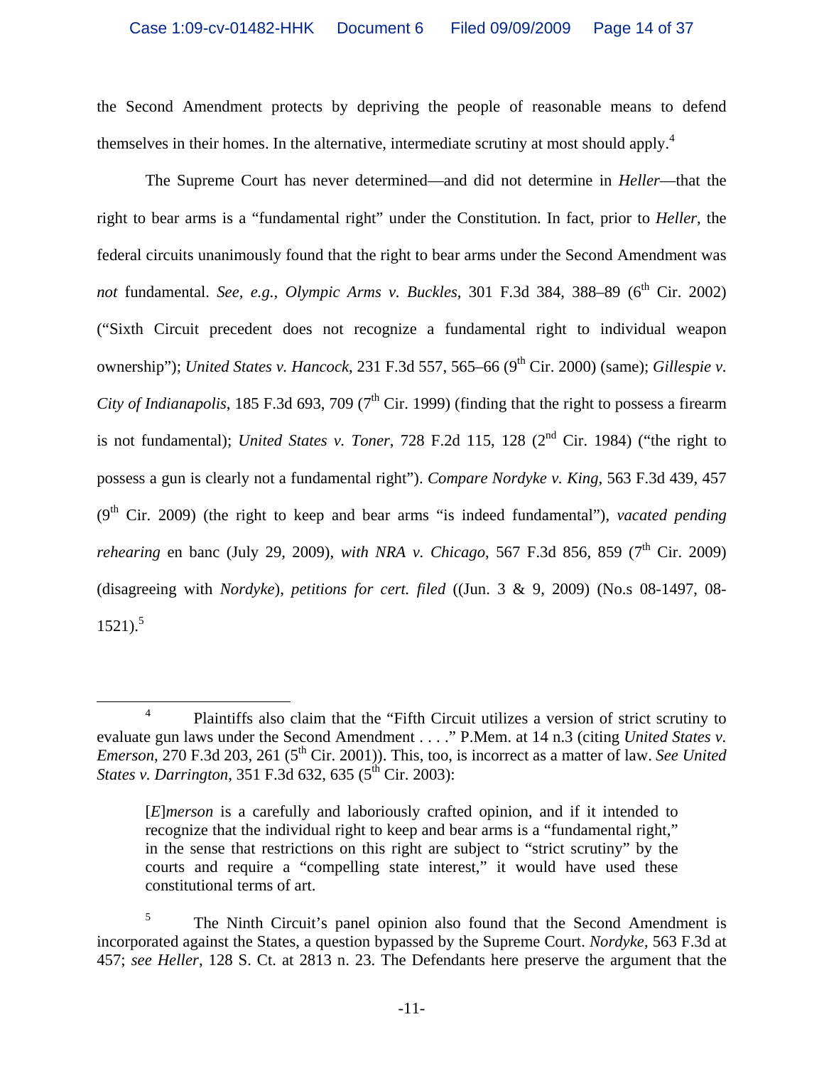the Second Amendment protects by depriving the people of reasonable means to defend themselves in their homes. In the alternative, intermediate scrutiny at most should apply.[4]

The Supreme Court has never determined—and did not determine in *Heller*—that the right to bear arms is a "fundamental right" under the Constitution. In fact, prior to *Heller*, the federal circuits unanimously found that the right to bear arms under the Second Amendment was *not* fundamental. *See, e.g., Olympic Arms v. Buckles*, 301 F.3d 384, 388–89 (6th Cir. 2002) ("Sixth Circuit precedent does not recognize a fundamental right to individual weapon ownership"); *United States v. Hancock*, 231 F.3d 557, 565–66 (9th Cir. 2000) (same); *Gillespie v. City of Indianapolis*, 185 F.3d 693, 709 (7th Cir. 1999) (finding that the right to possess a firearm is not fundamental); *United States v. Toner*, 728 F.2d 115, 128 (2nd Cir. 1984) ("the right to possess a gun is clearly not a fundamental right"). *Compare Nordyke v. King*, 563 F.3d 439, 457 (9th Cir. 2009) (the right to keep and bear arms "is indeed fundamental"), *vacated pending rehearing* en banc (July 29, 2009), *with NRA v. Chicago*, 567 F.3d 856, 859 (7th Cir. 2009) (disagreeing with *Nordyke*), *petitions for cert. filed* ((Jun. 3 & 9, 2009) (No.s 08-1497, 08-1521).[5]

---

[4] Plaintiffs also claim that the "Fifth Circuit utilizes a version of strict scrutiny to evaluate gun laws under the Second Amendment . . . ." P.Mem. at 14 n.3 (citing *United States v. Emerson*, 270 F.3d 203, 261 (5th Cir. 2001)). This, too, is incorrect as a matter of law. *See United States v. Darrington*, 351 F.3d 632, 635 (5th Cir. 2003):

> [*E*]*merson* is a carefully and laboriously crafted opinion, and if it intended to recognize that the individual right to keep and bear arms is a "fundamental right," in the sense that restrictions on this right are subject to "strict scrutiny" by the courts and require a "compelling state interest," it would have used these constitutional terms of art.

[5] The Ninth Circuit's panel opinion also found that the Second Amendment is incorporated against the States, a question bypassed by the Supreme Court. *Nordyke*, 563 F.3d at 457; *see Heller*, 128 S. Ct. at 2813 n. 23. The Defendants here preserve the argument that the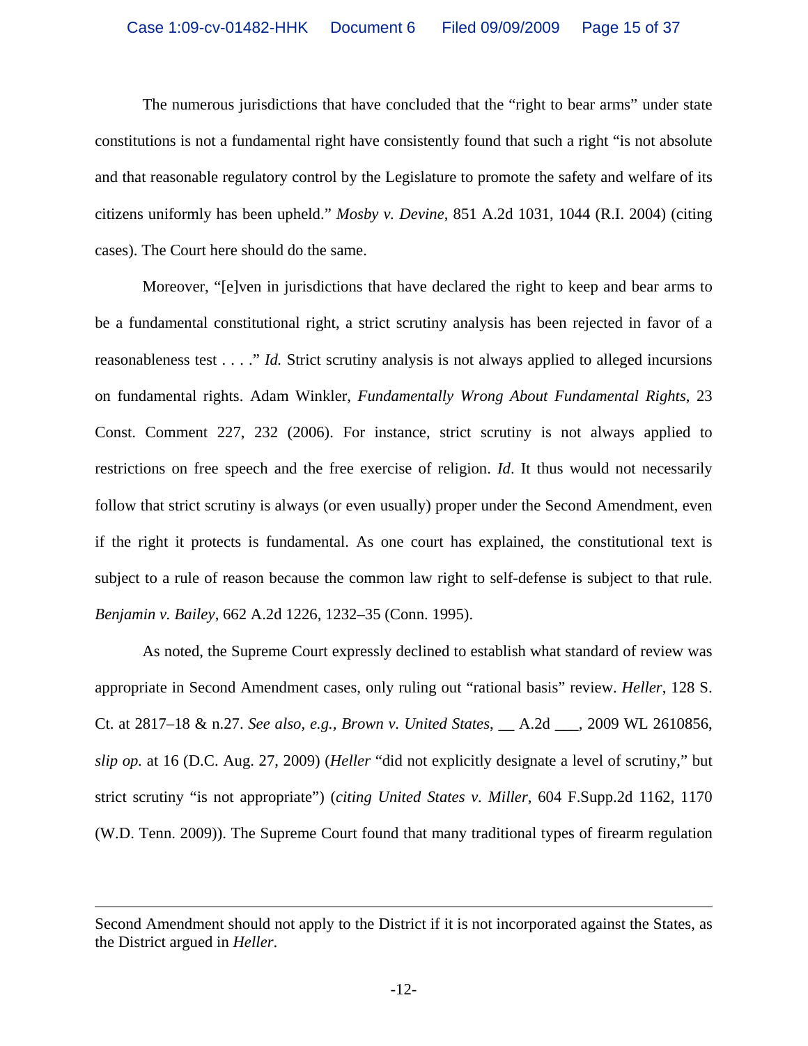The numerous jurisdictions that have concluded that the "right to bear arms" under state constitutions is not a fundamental right have consistently found that such a right "is not absolute and that reasonable regulatory control by the Legislature to promote the safety and welfare of its citizens uniformly has been upheld." *Mosby v. Devine*, 851 A.2d 1031, 1044 (R.I. 2004) (citing cases). The Court here should do the same.

Moreover, "[e]ven in jurisdictions that have declared the right to keep and bear arms to be a fundamental constitutional right, a strict scrutiny analysis has been rejected in favor of a reasonableness test . . . ." *Id.* Strict scrutiny analysis is not always applied to alleged incursions on fundamental rights. Adam Winkler, *Fundamentally Wrong About Fundamental Rights*, 23 Const. Comment 227, 232 (2006). For instance, strict scrutiny is not always applied to restrictions on free speech and the free exercise of religion. *Id*. It thus would not necessarily follow that strict scrutiny is always (or even usually) proper under the Second Amendment, even if the right it protects is fundamental. As one court has explained, the constitutional text is subject to a rule of reason because the common law right to self-defense is subject to that rule. *Benjamin v. Bailey*, 662 A.2d 1226, 1232–35 (Conn. 1995).

As noted, the Supreme Court expressly declined to establish what standard of review was appropriate in Second Amendment cases, only ruling out "rational basis" review. *Heller*, 128 S. Ct. at 2817–18 & n.27. *See also, e.g., Brown v. United States*, __ A.2d ___, 2009 WL 2610856, *slip op.* at 16 (D.C. Aug. 27, 2009) (*Heller* "did not explicitly designate a level of scrutiny," but strict scrutiny "is not appropriate") (*citing United States v. Miller*, 604 F.Supp.2d 1162, 1170 (W.D. Tenn. 2009)). The Supreme Court found that many traditional types of firearm regulation

---

Second Amendment should not apply to the District if it is not incorporated against the States, as the District argued in *Heller*.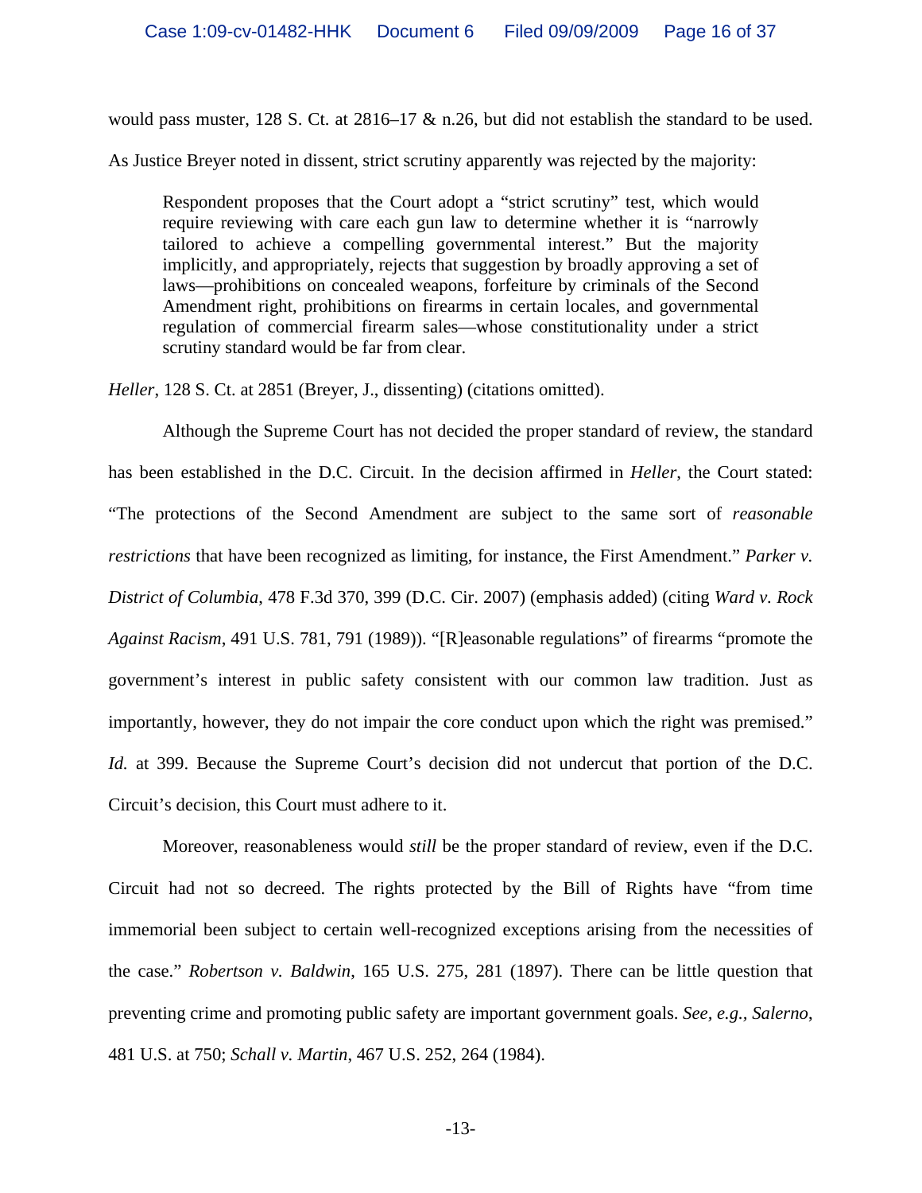would pass muster, 128 S. Ct. at 2816–17 & n.26, but did not establish the standard to be used. As Justice Breyer noted in dissent, strict scrutiny apparently was rejected by the majority:

> Respondent proposes that the Court adopt a "strict scrutiny" test, which would require reviewing with care each gun law to determine whether it is "narrowly tailored to achieve a compelling governmental interest." But the majority implicitly, and appropriately, rejects that suggestion by broadly approving a set of laws—prohibitions on concealed weapons, forfeiture by criminals of the Second Amendment right, prohibitions on firearms in certain locales, and governmental regulation of commercial firearm sales—whose constitutionality under a strict scrutiny standard would be far from clear.

*Heller*, 128 S. Ct. at 2851 (Breyer, J., dissenting) (citations omitted).

Although the Supreme Court has not decided the proper standard of review, the standard has been established in the D.C. Circuit. In the decision affirmed in *Heller*, the Court stated: "The protections of the Second Amendment are subject to the same sort of *reasonable restrictions* that have been recognized as limiting, for instance, the First Amendment." *Parker v. District of Columbia*, 478 F.3d 370, 399 (D.C. Cir. 2007) (emphasis added) (citing *Ward v. Rock Against Racism*, 491 U.S. 781, 791 (1989)). "[R]easonable regulations" of firearms "promote the government's interest in public safety consistent with our common law tradition. Just as importantly, however, they do not impair the core conduct upon which the right was premised." *Id.* at 399. Because the Supreme Court's decision did not undercut that portion of the D.C. Circuit's decision, this Court must adhere to it.

Moreover, reasonableness would *still* be the proper standard of review, even if the D.C. Circuit had not so decreed. The rights protected by the Bill of Rights have "from time immemorial been subject to certain well-recognized exceptions arising from the necessities of the case." *Robertson v. Baldwin*, 165 U.S. 275, 281 (1897). There can be little question that preventing crime and promoting public safety are important government goals. *See, e.g.*, *Salerno*, 481 U.S. at 750; *Schall v. Martin*, 467 U.S. 252, 264 (1984).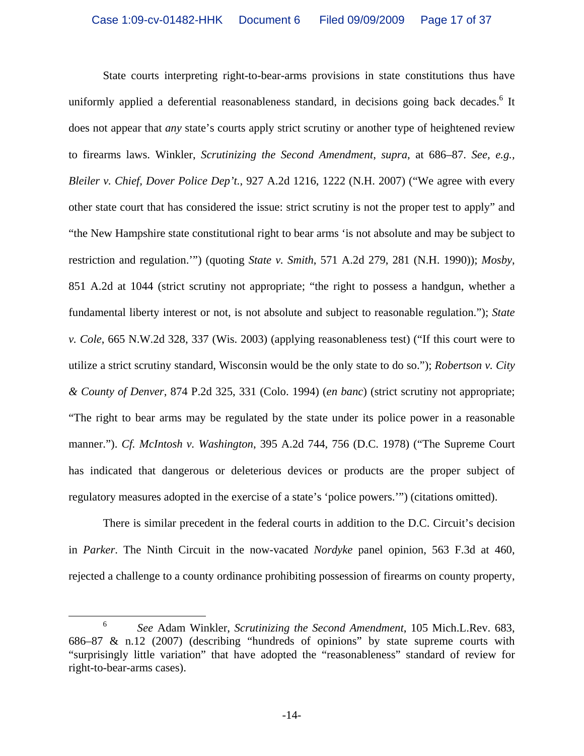State courts interpreting right-to-bear-arms provisions in state constitutions thus have uniformly applied a deferential reasonableness standard, in decisions going back decades.[6] It does not appear that *any* state's courts apply strict scrutiny or another type of heightened review to firearms laws. Winkler, *Scrutinizing the Second Amendment*, *supra*, at 686–87. *See, e.g.*, *Bleiler v. Chief, Dover Police Dep't.*, 927 A.2d 1216, 1222 (N.H. 2007) ("We agree with every other state court that has considered the issue: strict scrutiny is not the proper test to apply" and "the New Hampshire state constitutional right to bear arms 'is not absolute and may be subject to restriction and regulation.'") (quoting *State v. Smith*, 571 A.2d 279, 281 (N.H. 1990)); *Mosby*, 851 A.2d at 1044 (strict scrutiny not appropriate; "the right to possess a handgun, whether a fundamental liberty interest or not, is not absolute and subject to reasonable regulation."); *State v. Cole*, 665 N.W.2d 328, 337 (Wis. 2003) (applying reasonableness test) ("If this court were to utilize a strict scrutiny standard, Wisconsin would be the only state to do so."); *Robertson v. City & County of Denver*, 874 P.2d 325, 331 (Colo. 1994) (*en banc*) (strict scrutiny not appropriate; "The right to bear arms may be regulated by the state under its police power in a reasonable manner."). *Cf. McIntosh v. Washington*, 395 A.2d 744, 756 (D.C. 1978) ("The Supreme Court has indicated that dangerous or deleterious devices or products are the proper subject of regulatory measures adopted in the exercise of a state's 'police powers.'") (citations omitted).

There is similar precedent in the federal courts in addition to the D.C. Circuit's decision in *Parker*. The Ninth Circuit in the now-vacated *Nordyke* panel opinion, 563 F.3d at 460, rejected a challenge to a county ordinance prohibiting possession of firearms on county property,

---

[6] *See* Adam Winkler, *Scrutinizing the Second Amendment*, 105 Mich.L.Rev. 683, 686–87 & n.12 (2007) (describing "hundreds of opinions" by state supreme courts with "surprisingly little variation" that have adopted the "reasonableness" standard of review for right-to-bear-arms cases).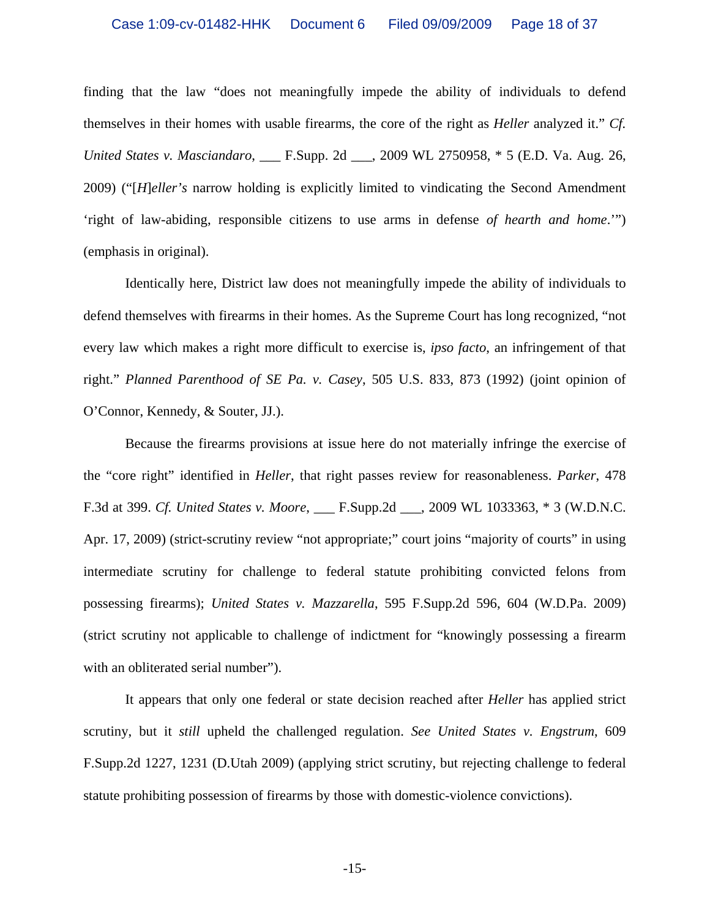finding that the law "does not meaningfully impede the ability of individuals to defend themselves in their homes with usable firearms, the core of the right as *Heller* analyzed it." *Cf. United States v. Masciandaro*, ___ F.Supp. 2d ___, 2009 WL 2750958, * 5 (E.D. Va. Aug. 26, 2009) ("[*H*]*eller's* narrow holding is explicitly limited to vindicating the Second Amendment 'right of law-abiding, responsible citizens to use arms in defense *of hearth and home*.'") (emphasis in original).

Identically here, District law does not meaningfully impede the ability of individuals to defend themselves with firearms in their homes. As the Supreme Court has long recognized, "not every law which makes a right more difficult to exercise is, *ipso facto*, an infringement of that right." *Planned Parenthood of SE Pa. v. Casey*, 505 U.S. 833, 873 (1992) (joint opinion of O'Connor, Kennedy, & Souter, JJ.).

Because the firearms provisions at issue here do not materially infringe the exercise of the "core right" identified in *Heller*, that right passes review for reasonableness. *Parker*, 478 F.3d at 399. *Cf. United States v. Moore*, ___ F.Supp.2d ___, 2009 WL 1033363, * 3 (W.D.N.C. Apr. 17, 2009) (strict-scrutiny review "not appropriate;" court joins "majority of courts" in using intermediate scrutiny for challenge to federal statute prohibiting convicted felons from possessing firearms); *United States v. Mazzarella*, 595 F.Supp.2d 596, 604 (W.D.Pa. 2009) (strict scrutiny not applicable to challenge of indictment for "knowingly possessing a firearm with an obliterated serial number").

It appears that only one federal or state decision reached after *Heller* has applied strict scrutiny, but it *still* upheld the challenged regulation. *See United States v. Engstrum*, 609 F.Supp.2d 1227, 1231 (D.Utah 2009) (applying strict scrutiny, but rejecting challenge to federal statute prohibiting possession of firearms by those with domestic-violence convictions).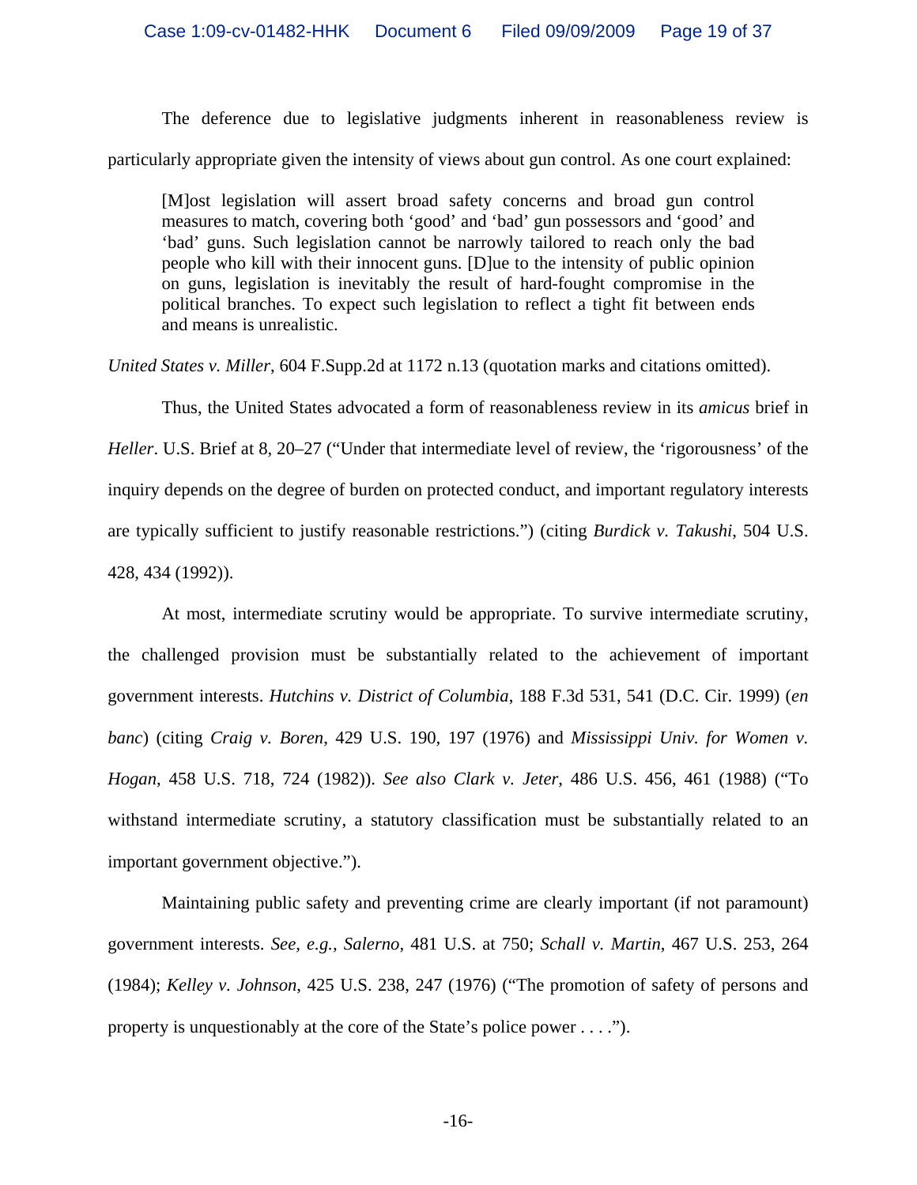The deference due to legislative judgments inherent in reasonableness review is particularly appropriate given the intensity of views about gun control. As one court explained:

> [M]ost legislation will assert broad safety concerns and broad gun control measures to match, covering both 'good' and 'bad' gun possessors and 'good' and 'bad' guns. Such legislation cannot be narrowly tailored to reach only the bad people who kill with their innocent guns. [D]ue to the intensity of public opinion on guns, legislation is inevitably the result of hard-fought compromise in the political branches. To expect such legislation to reflect a tight fit between ends and means is unrealistic.

*United States v. Miller*, 604 F.Supp.2d at 1172 n.13 (quotation marks and citations omitted).

Thus, the United States advocated a form of reasonableness review in its *amicus* brief in *Heller*. U.S. Brief at 8, 20–27 ("Under that intermediate level of review, the 'rigorousness' of the inquiry depends on the degree of burden on protected conduct, and important regulatory interests are typically sufficient to justify reasonable restrictions.") (citing *Burdick v. Takushi*, 504 U.S. 428, 434 (1992)).

At most, intermediate scrutiny would be appropriate. To survive intermediate scrutiny, the challenged provision must be substantially related to the achievement of important government interests. *Hutchins v. District of Columbia*, 188 F.3d 531, 541 (D.C. Cir. 1999) (*en banc*) (citing *Craig v. Boren*, 429 U.S. 190, 197 (1976) and *Mississippi Univ. for Women v. Hogan*, 458 U.S. 718, 724 (1982)). *See also Clark v. Jeter*, 486 U.S. 456, 461 (1988) ("To withstand intermediate scrutiny, a statutory classification must be substantially related to an important government objective.").

Maintaining public safety and preventing crime are clearly important (if not paramount) government interests. *See, e.g.*, *Salerno*, 481 U.S. at 750; *Schall v. Martin*, 467 U.S. 253, 264 (1984); *Kelley v. Johnson*, 425 U.S. 238, 247 (1976) ("The promotion of safety of persons and property is unquestionably at the core of the State's police power . . . .").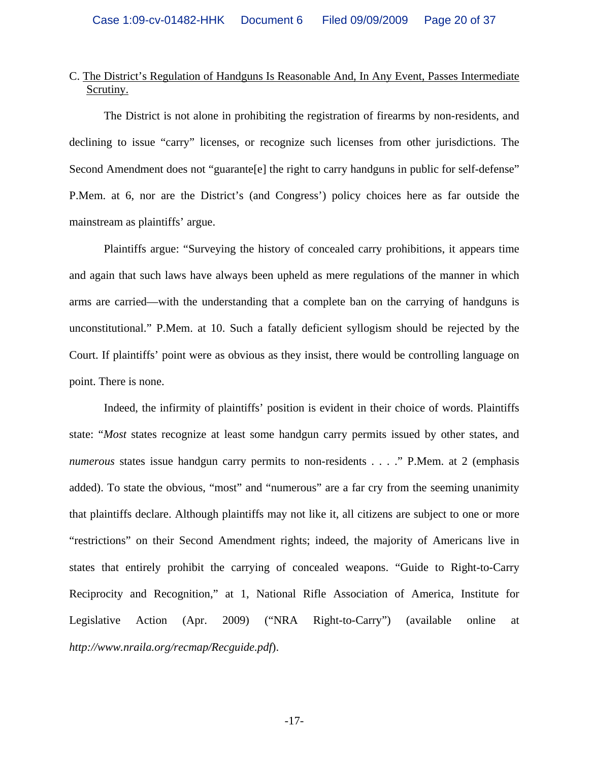C. <u>The District's Regulation of Handguns Is Reasonable And, In Any Event, Passes Intermediate Scrutiny.</u>

The District is not alone in prohibiting the registration of firearms by non-residents, and declining to issue "carry" licenses, or recognize such licenses from other jurisdictions. The Second Amendment does not "guarante[e] the right to carry handguns in public for self-defense" P.Mem. at 6, nor are the District's (and Congress') policy choices here as far outside the mainstream as plaintiffs' argue.

Plaintiffs argue: "Surveying the history of concealed carry prohibitions, it appears time and again that such laws have always been upheld as mere regulations of the manner in which arms are carried—with the understanding that a complete ban on the carrying of handguns is unconstitutional." P.Mem. at 10. Such a fatally deficient syllogism should be rejected by the Court. If plaintiffs' point were as obvious as they insist, there would be controlling language on point. There is none.

Indeed, the infirmity of plaintiffs' position is evident in their choice of words. Plaintiffs state: "*Most* states recognize at least some handgun carry permits issued by other states, and *numerous* states issue handgun carry permits to non-residents . . . ." P.Mem. at 2 (emphasis added). To state the obvious, "most" and "numerous" are a far cry from the seeming unanimity that plaintiffs declare. Although plaintiffs may not like it, all citizens are subject to one or more "restrictions" on their Second Amendment rights; indeed, the majority of Americans live in states that entirely prohibit the carrying of concealed weapons. "Guide to Right-to-Carry Reciprocity and Recognition," at 1, National Rifle Association of America, Institute for Legislative Action (Apr. 2009) ("NRA Right-to-Carry") (available online at *http://www.nraila.org/recmap/Recguide.pdf*).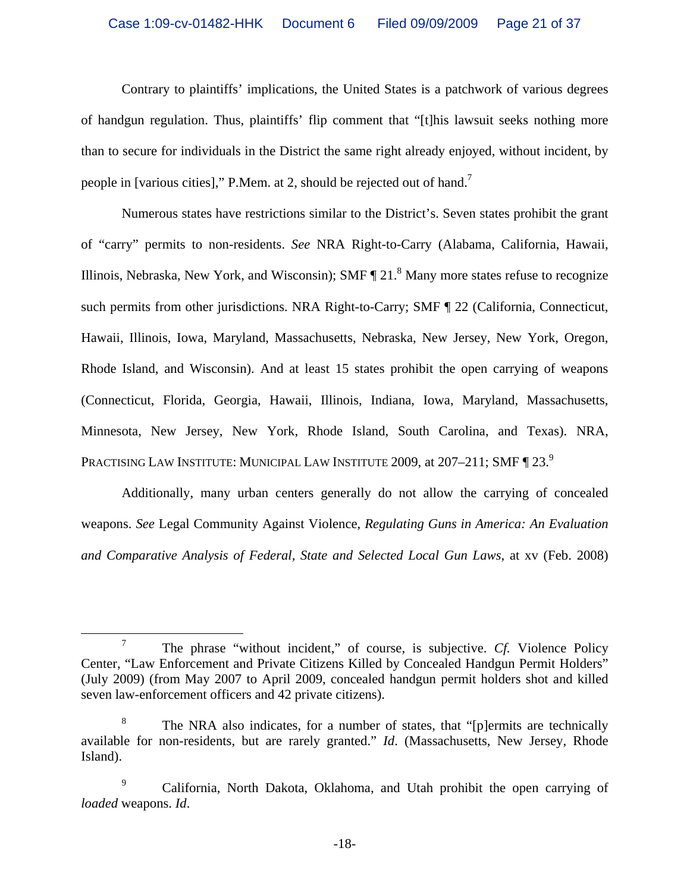Contrary to plaintiffs' implications, the United States is a patchwork of various degrees of handgun regulation. Thus, plaintiffs' flip comment that "[t]his lawsuit seeks nothing more than to secure for individuals in the District the same right already enjoyed, without incident, by people in [various cities]," P.Mem. at 2, should be rejected out of hand.[7]

Numerous states have restrictions similar to the District's. Seven states prohibit the grant of "carry" permits to non-residents. *See* NRA Right-to-Carry (Alabama, California, Hawaii, Illinois, Nebraska, New York, and Wisconsin); SMF ¶ 21.[8] Many more states refuse to recognize such permits from other jurisdictions. NRA Right-to-Carry; SMF ¶ 22 (California, Connecticut, Hawaii, Illinois, Iowa, Maryland, Massachusetts, Nebraska, New Jersey, New York, Oregon, Rhode Island, and Wisconsin). And at least 15 states prohibit the open carrying of weapons (Connecticut, Florida, Georgia, Hawaii, Illinois, Indiana, Iowa, Maryland, Massachusetts, Minnesota, New Jersey, New York, Rhode Island, South Carolina, and Texas). NRA, PRACTISING LAW INSTITUTE: MUNICIPAL LAW INSTITUTE 2009, at 207–211; SMF ¶ 23.[9]

Additionally, many urban centers generally do not allow the carrying of concealed weapons. *See* Legal Community Against Violence, *Regulating Guns in America: An Evaluation and Comparative Analysis of Federal, State and Selected Local Gun Laws*, at xv (Feb. 2008)

---

[7] The phrase "without incident," of course, is subjective. *Cf.* Violence Policy Center, "Law Enforcement and Private Citizens Killed by Concealed Handgun Permit Holders" (July 2009) (from May 2007 to April 2009, concealed handgun permit holders shot and killed seven law-enforcement officers and 42 private citizens).

[8] The NRA also indicates, for a number of states, that "[p]ermits are technically available for non-residents, but are rarely granted." *Id*. (Massachusetts, New Jersey, Rhode Island).

[9] California, North Dakota, Oklahoma, and Utah prohibit the open carrying of *loaded* weapons. *Id*.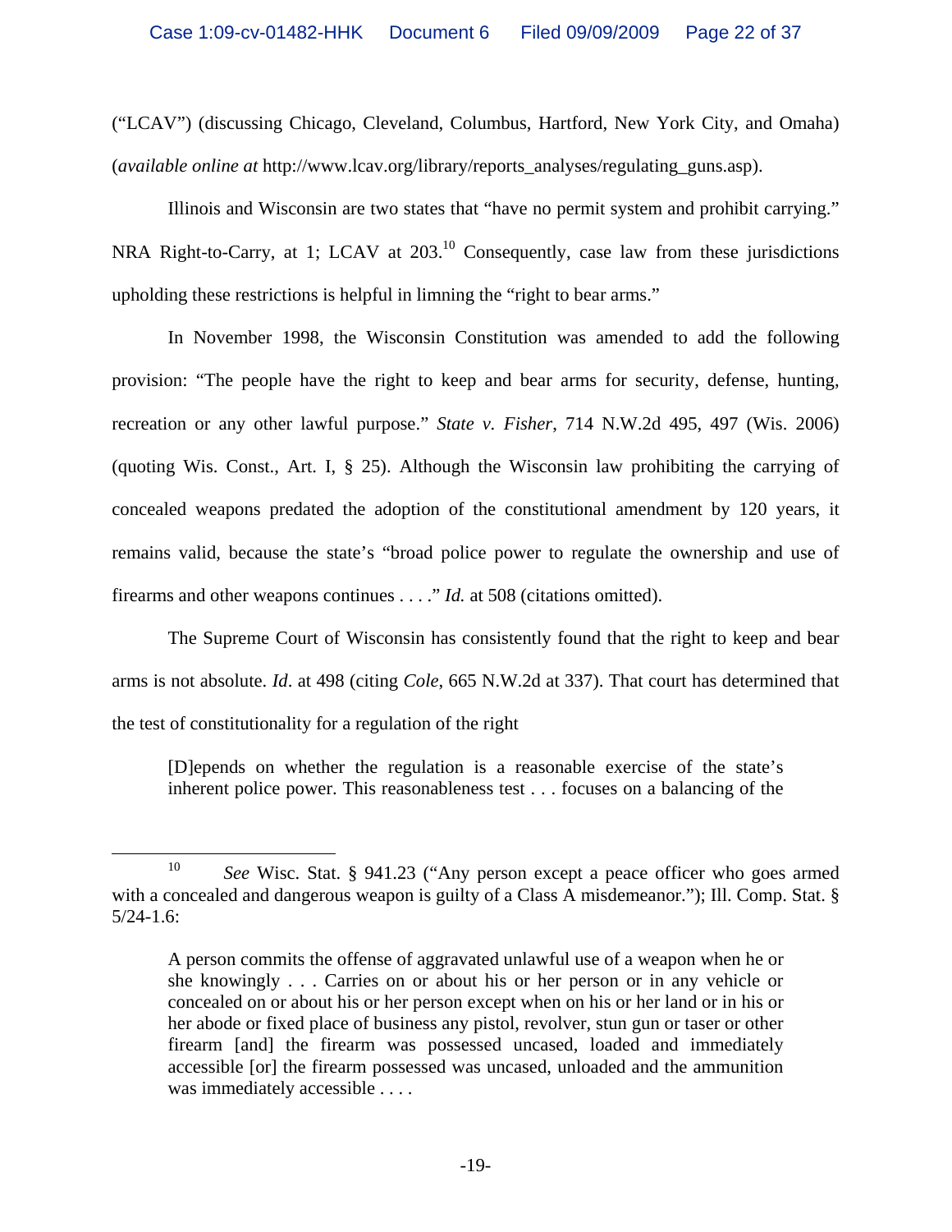("LCAV") (discussing Chicago, Cleveland, Columbus, Hartford, New York City, and Omaha) (*available online at* http://www.lcav.org/library/reports_analyses/regulating_guns.asp).

Illinois and Wisconsin are two states that "have no permit system and prohibit carrying." NRA Right-to-Carry, at 1; LCAV at 203.[10] Consequently, case law from these jurisdictions upholding these restrictions is helpful in limning the "right to bear arms."

In November 1998, the Wisconsin Constitution was amended to add the following provision: "The people have the right to keep and bear arms for security, defense, hunting, recreation or any other lawful purpose." *State v. Fisher*, 714 N.W.2d 495, 497 (Wis. 2006) (quoting Wis. Const., Art. I, § 25). Although the Wisconsin law prohibiting the carrying of concealed weapons predated the adoption of the constitutional amendment by 120 years, it remains valid, because the state's "broad police power to regulate the ownership and use of firearms and other weapons continues . . . ." *Id.* at 508 (citations omitted).

The Supreme Court of Wisconsin has consistently found that the right to keep and bear arms is not absolute. *Id*. at 498 (citing *Cole*, 665 N.W.2d at 337). That court has determined that the test of constitutionality for a regulation of the right

> [D]epends on whether the regulation is a reasonable exercise of the state's inherent police power. This reasonableness test . . . focuses on a balancing of the

---

[10] *See* Wisc. Stat. § 941.23 ("Any person except a peace officer who goes armed with a concealed and dangerous weapon is guilty of a Class A misdemeanor."); Ill. Comp. Stat. § 5/24-1.6:

> A person commits the offense of aggravated unlawful use of a weapon when he or she knowingly . . . Carries on or about his or her person or in any vehicle or concealed on or about his or her person except when on his or her land or in his or her abode or fixed place of business any pistol, revolver, stun gun or taser or other firearm [and] the firearm was possessed uncased, loaded and immediately accessible [or] the firearm possessed was uncased, unloaded and the ammunition was immediately accessible . . . .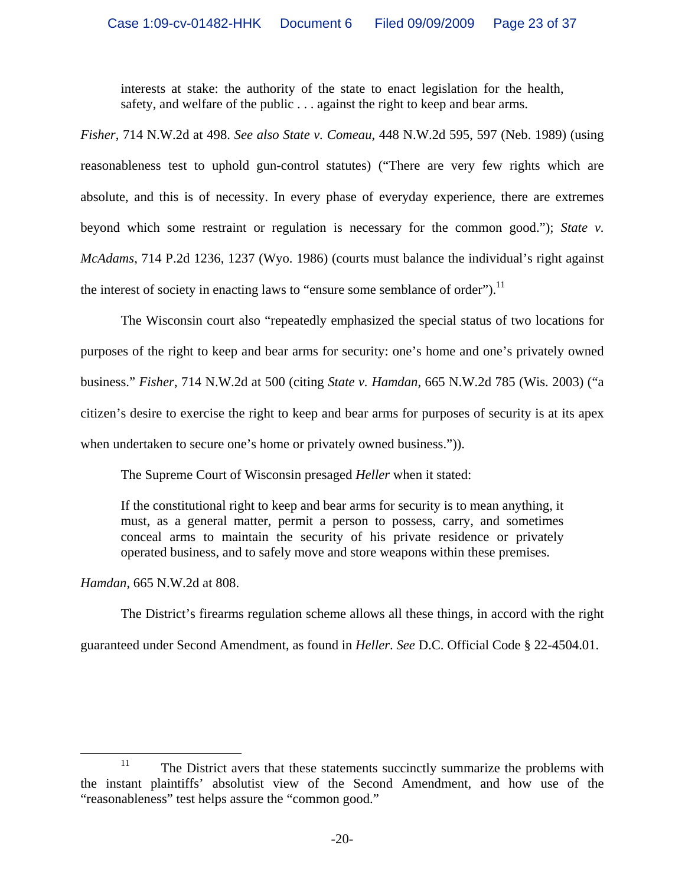> interests at stake: the authority of the state to enact legislation for the health, safety, and welfare of the public . . . against the right to keep and bear arms.

*Fisher*, 714 N.W.2d at 498. *See also State v. Comeau*, 448 N.W.2d 595, 597 (Neb. 1989) (using reasonableness test to uphold gun-control statutes) ("There are very few rights which are absolute, and this is of necessity. In every phase of everyday experience, there are extremes beyond which some restraint or regulation is necessary for the common good."); *State v. McAdams*, 714 P.2d 1236, 1237 (Wyo. 1986) (courts must balance the individual's right against the interest of society in enacting laws to "ensure some semblance of order").[11]

The Wisconsin court also "repeatedly emphasized the special status of two locations for purposes of the right to keep and bear arms for security: one's home and one's privately owned business." *Fisher*, 714 N.W.2d at 500 (citing *State v. Hamdan*, 665 N.W.2d 785 (Wis. 2003) ("a citizen's desire to exercise the right to keep and bear arms for purposes of security is at its apex when undertaken to secure one's home or privately owned business.")).

The Supreme Court of Wisconsin presaged *Heller* when it stated:

> If the constitutional right to keep and bear arms for security is to mean anything, it must, as a general matter, permit a person to possess, carry, and sometimes conceal arms to maintain the security of his private residence or privately operated business, and to safely move and store weapons within these premises.

*Hamdan*, 665 N.W.2d at 808.

The District's firearms regulation scheme allows all these things, in accord with the right guaranteed under Second Amendment, as found in *Heller*. *See* D.C. Official Code § 22-4504.01.

---

[11] The District avers that these statements succinctly summarize the problems with the instant plaintiffs' absolutist view of the Second Amendment, and how use of the "reasonableness" test helps assure the "common good."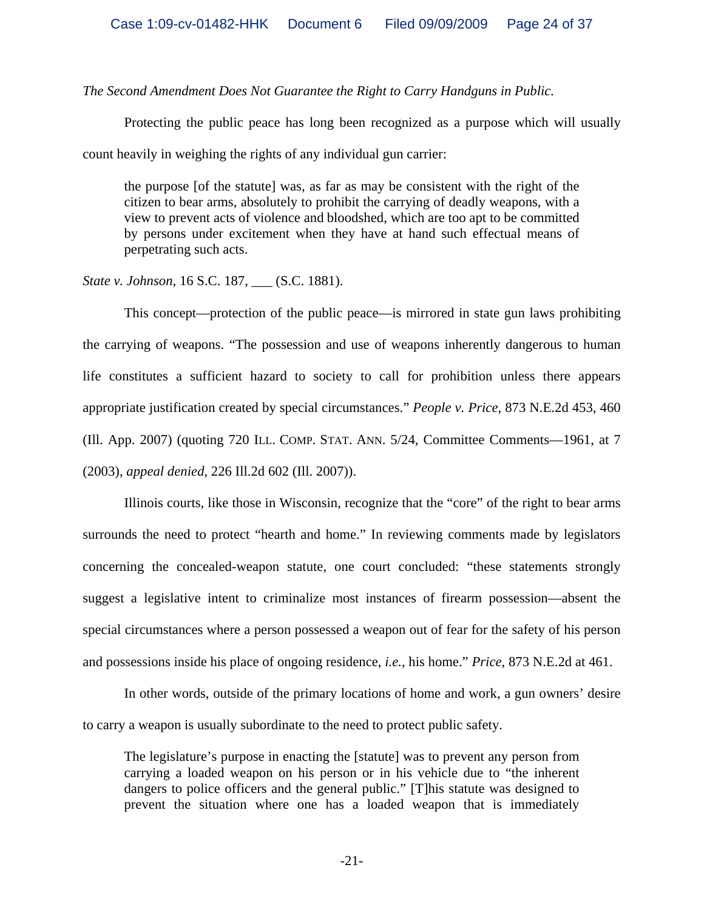*The Second Amendment Does Not Guarantee the Right to Carry Handguns in Public.*

Protecting the public peace has long been recognized as a purpose which will usually count heavily in weighing the rights of any individual gun carrier:

> the purpose [of the statute] was, as far as may be consistent with the right of the citizen to bear arms, absolutely to prohibit the carrying of deadly weapons, with a view to prevent acts of violence and bloodshed, which are too apt to be committed by persons under excitement when they have at hand such effectual means of perpetrating such acts.

*State v. Johnson*, 16 S.C. 187, ___ (S.C. 1881).

This concept—protection of the public peace—is mirrored in state gun laws prohibiting the carrying of weapons. "The possession and use of weapons inherently dangerous to human life constitutes a sufficient hazard to society to call for prohibition unless there appears appropriate justification created by special circumstances." *People v. Price*, 873 N.E.2d 453, 460 (Ill. App. 2007) (quoting 720 ILL. COMP. STAT. ANN. 5/24, Committee Comments—1961, at 7 (2003), *appeal denied*, 226 Ill.2d 602 (Ill. 2007)).

Illinois courts, like those in Wisconsin, recognize that the "core" of the right to bear arms surrounds the need to protect "hearth and home." In reviewing comments made by legislators concerning the concealed-weapon statute, one court concluded: "these statements strongly suggest a legislative intent to criminalize most instances of firearm possession—absent the special circumstances where a person possessed a weapon out of fear for the safety of his person and possessions inside his place of ongoing residence, *i.e.*, his home." *Price*, 873 N.E.2d at 461.

In other words, outside of the primary locations of home and work, a gun owners' desire to carry a weapon is usually subordinate to the need to protect public safety.

> The legislature's purpose in enacting the [statute] was to prevent any person from carrying a loaded weapon on his person or in his vehicle due to "the inherent dangers to police officers and the general public." [T]his statute was designed to prevent the situation where one has a loaded weapon that is immediately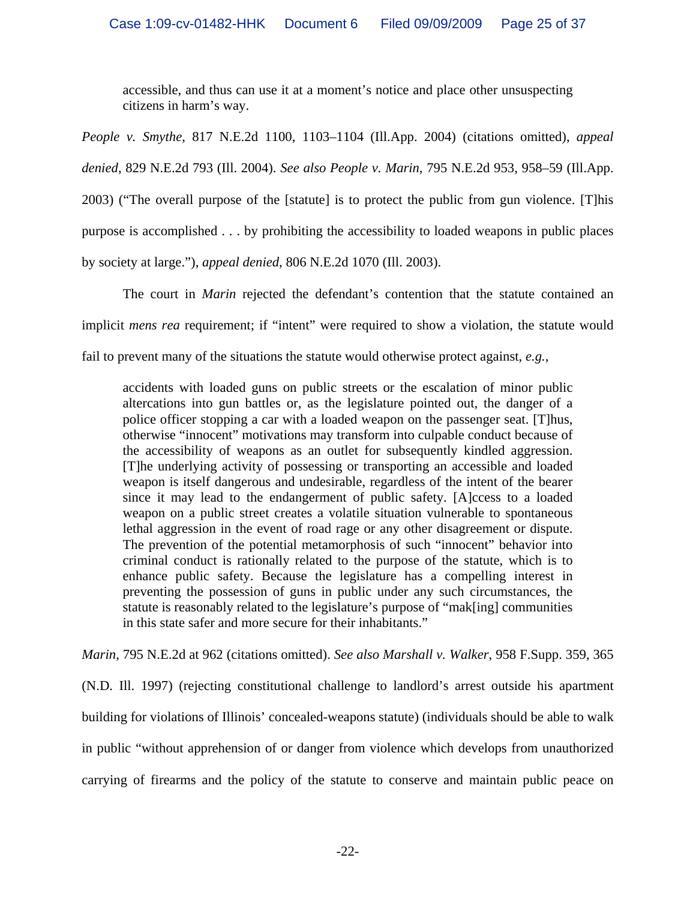> accessible, and thus can use it at a moment's notice and place other unsuspecting citizens in harm's way.

*People v. Smythe*, 817 N.E.2d 1100, 1103–1104 (Ill.App. 2004) (citations omitted), *appeal denied*, 829 N.E.2d 793 (Ill. 2004). *See also People v. Marin*, 795 N.E.2d 953, 958–59 (Ill.App. 2003) ("The overall purpose of the [statute] is to protect the public from gun violence. [T]his purpose is accomplished . . . by prohibiting the accessibility to loaded weapons in public places by society at large."), *appeal denied*, 806 N.E.2d 1070 (Ill. 2003).

The court in *Marin* rejected the defendant's contention that the statute contained an implicit *mens rea* requirement; if "intent" were required to show a violation, the statute would fail to prevent many of the situations the statute would otherwise protect against, *e.g.*,

> accidents with loaded guns on public streets or the escalation of minor public altercations into gun battles or, as the legislature pointed out, the danger of a police officer stopping a car with a loaded weapon on the passenger seat. [T]hus, otherwise "innocent" motivations may transform into culpable conduct because of the accessibility of weapons as an outlet for subsequently kindled aggression. [T]he underlying activity of possessing or transporting an accessible and loaded weapon is itself dangerous and undesirable, regardless of the intent of the bearer since it may lead to the endangerment of public safety. [A]ccess to a loaded weapon on a public street creates a volatile situation vulnerable to spontaneous lethal aggression in the event of road rage or any other disagreement or dispute. The prevention of the potential metamorphosis of such "innocent" behavior into criminal conduct is rationally related to the purpose of the statute, which is to enhance public safety. Because the legislature has a compelling interest in preventing the possession of guns in public under any such circumstances, the statute is reasonably related to the legislature's purpose of "mak[ing] communities in this state safer and more secure for their inhabitants."

*Marin*, 795 N.E.2d at 962 (citations omitted). *See also Marshall v. Walker*, 958 F.Supp. 359, 365 (N.D. Ill. 1997) (rejecting constitutional challenge to landlord's arrest outside his apartment building for violations of Illinois' concealed-weapons statute) (individuals should be able to walk in public "without apprehension of or danger from violence which develops from unauthorized carrying of firearms and the policy of the statute to conserve and maintain public peace on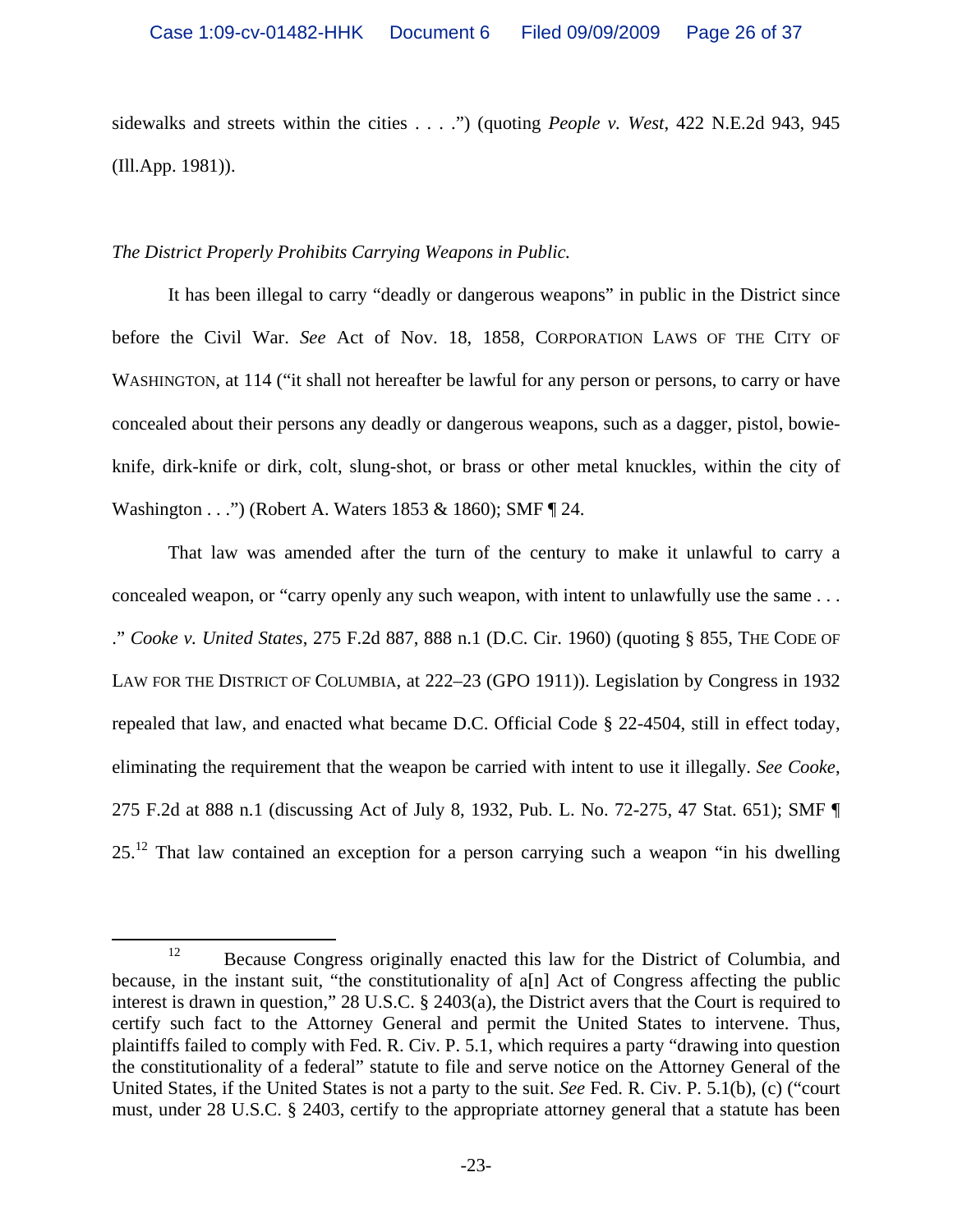sidewalks and streets within the cities . . . .") (quoting *People v. West*, 422 N.E.2d 943, 945 (Ill.App. 1981)).

*The District Properly Prohibits Carrying Weapons in Public.*

It has been illegal to carry "deadly or dangerous weapons" in public in the District since before the Civil War. *See* Act of Nov. 18, 1858, CORPORATION LAWS OF THE CITY OF WASHINGTON, at 114 ("it shall not hereafter be lawful for any person or persons, to carry or have concealed about their persons any deadly or dangerous weapons, such as a dagger, pistol, bowie-knife, dirk-knife or dirk, colt, slung-shot, or brass or other metal knuckles, within the city of Washington . . .") (Robert A. Waters 1853 & 1860); SMF ¶ 24.

That law was amended after the turn of the century to make it unlawful to carry a concealed weapon, or "carry openly any such weapon, with intent to unlawfully use the same . . . ." *Cooke v. United States*, 275 F.2d 887, 888 n.1 (D.C. Cir. 1960) (quoting § 855, THE CODE OF LAW FOR THE DISTRICT OF COLUMBIA, at 222–23 (GPO 1911)). Legislation by Congress in 1932 repealed that law, and enacted what became D.C. Official Code § 22-4504, still in effect today, eliminating the requirement that the weapon be carried with intent to use it illegally. *See Cooke*, 275 F.2d at 888 n.1 (discussing Act of July 8, 1932, Pub. L. No. 72-275, 47 Stat. 651); SMF ¶ 25.[12] That law contained an exception for a person carrying such a weapon "in his dwelling

[12] Because Congress originally enacted this law for the District of Columbia, and because, in the instant suit, "the constitutionality of a[n] Act of Congress affecting the public interest is drawn in question," 28 U.S.C. § 2403(a), the District avers that the Court is required to certify such fact to the Attorney General and permit the United States to intervene. Thus, plaintiffs failed to comply with Fed. R. Civ. P. 5.1, which requires a party "drawing into question the constitutionality of a federal" statute to file and serve notice on the Attorney General of the United States, if the United States is not a party to the suit. *See* Fed. R. Civ. P. 5.1(b), (c) ("court must, under 28 U.S.C. § 2403, certify to the appropriate attorney general that a statute has been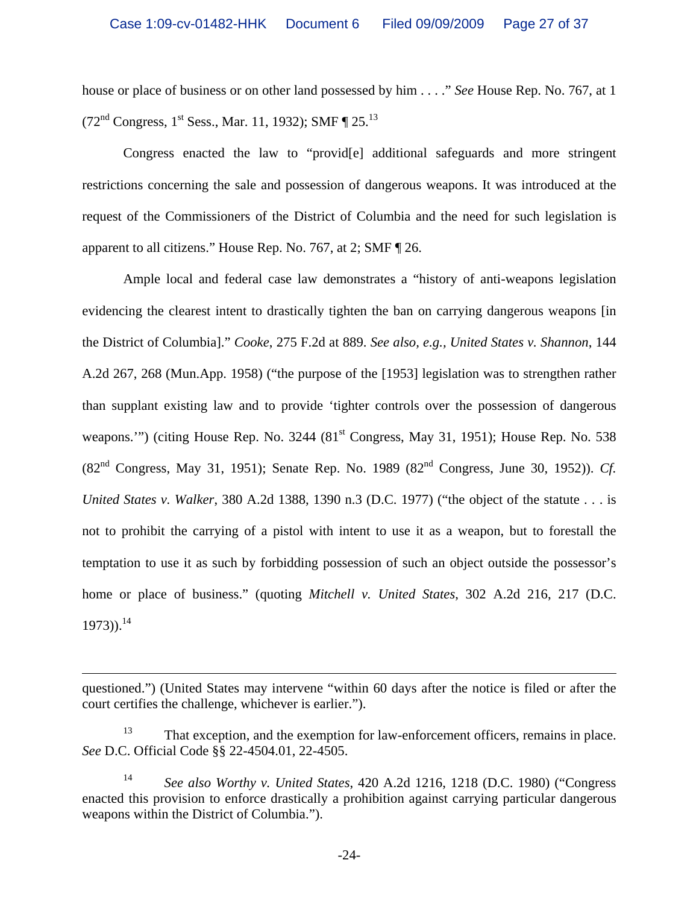house or place of business or on other land possessed by him . . . ." *See* House Rep. No. 767, at 1 (72nd Congress, 1st Sess., Mar. 11, 1932); SMF ¶ 25.[13]

Congress enacted the law to "provid[e] additional safeguards and more stringent restrictions concerning the sale and possession of dangerous weapons. It was introduced at the request of the Commissioners of the District of Columbia and the need for such legislation is apparent to all citizens." House Rep. No. 767, at 2; SMF ¶ 26.

Ample local and federal case law demonstrates a "history of anti-weapons legislation evidencing the clearest intent to drastically tighten the ban on carrying dangerous weapons [in the District of Columbia]." *Cooke*, 275 F.2d at 889. *See also, e.g.*, *United States v. Shannon*, 144 A.2d 267, 268 (Mun.App. 1958) ("the purpose of the [1953] legislation was to strengthen rather than supplant existing law and to provide 'tighter controls over the possession of dangerous weapons.'") (citing House Rep. No. 3244 (81st Congress, May 31, 1951); House Rep. No. 538 (82nd Congress, May 31, 1951); Senate Rep. No. 1989 (82nd Congress, June 30, 1952)). *Cf. United States v. Walker*, 380 A.2d 1388, 1390 n.3 (D.C. 1977) ("the object of the statute . . . is not to prohibit the carrying of a pistol with intent to use it as a weapon, but to forestall the temptation to use it as such by forbidding possession of such an object outside the possessor's home or place of business." (quoting *Mitchell v. United States*, 302 A.2d 216, 217 (D.C. 1973)).[14]

---

questioned.") (United States may intervene "within 60 days after the notice is filed or after the court certifies the challenge, whichever is earlier.").

[13] That exception, and the exemption for law-enforcement officers, remains in place. *See* D.C. Official Code §§ 22-4504.01, 22-4505.

[14] *See also Worthy v. United States*, 420 A.2d 1216, 1218 (D.C. 1980) ("Congress enacted this provision to enforce drastically a prohibition against carrying particular dangerous weapons within the District of Columbia.").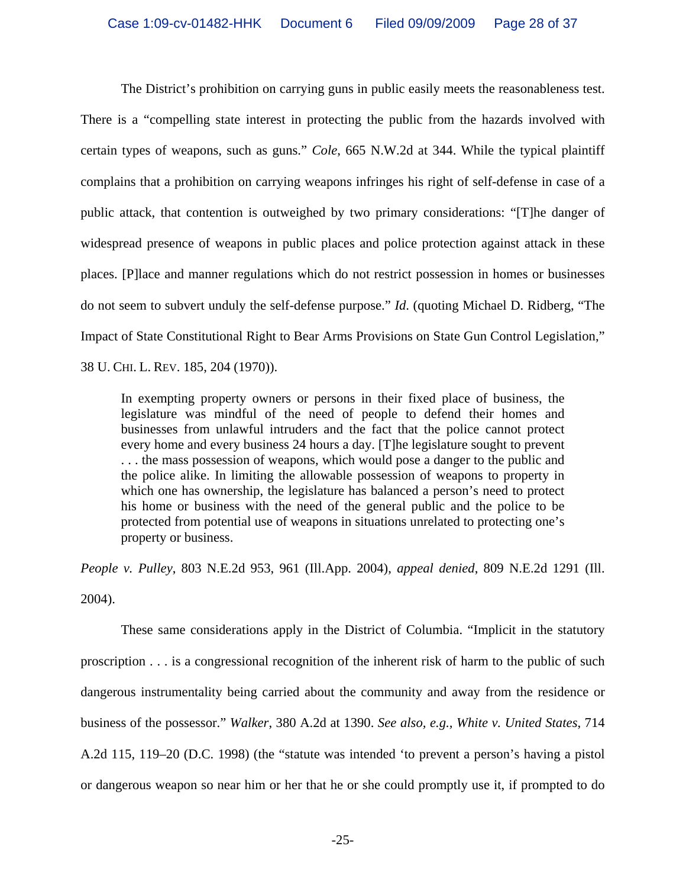The District's prohibition on carrying guns in public easily meets the reasonableness test. There is a "compelling state interest in protecting the public from the hazards involved with certain types of weapons, such as guns." *Cole*, 665 N.W.2d at 344. While the typical plaintiff complains that a prohibition on carrying weapons infringes his right of self-defense in case of a public attack, that contention is outweighed by two primary considerations: "[T]he danger of widespread presence of weapons in public places and police protection against attack in these places. [P]lace and manner regulations which do not restrict possession in homes or businesses do not seem to subvert unduly the self-defense purpose." *Id.* (quoting Michael D. Ridberg, "The Impact of State Constitutional Right to Bear Arms Provisions on State Gun Control Legislation," 38 U. CHI. L. REV. 185, 204 (1970)).

> In exempting property owners or persons in their fixed place of business, the legislature was mindful of the need of people to defend their homes and businesses from unlawful intruders and the fact that the police cannot protect every home and every business 24 hours a day. [T]he legislature sought to prevent . . . the mass possession of weapons, which would pose a danger to the public and the police alike. In limiting the allowable possession of weapons to property in which one has ownership, the legislature has balanced a person's need to protect his home or business with the need of the general public and the police to be protected from potential use of weapons in situations unrelated to protecting one's property or business.

*People v. Pulley*, 803 N.E.2d 953, 961 (Ill.App. 2004), *appeal denied*, 809 N.E.2d 1291 (Ill. 2004).

These same considerations apply in the District of Columbia. "Implicit in the statutory proscription . . . is a congressional recognition of the inherent risk of harm to the public of such dangerous instrumentality being carried about the community and away from the residence or business of the possessor." *Walker*, 380 A.2d at 1390. *See also, e.g., White v. United States*, 714 A.2d 115, 119–20 (D.C. 1998) (the "statute was intended 'to prevent a person's having a pistol or dangerous weapon so near him or her that he or she could promptly use it, if prompted to do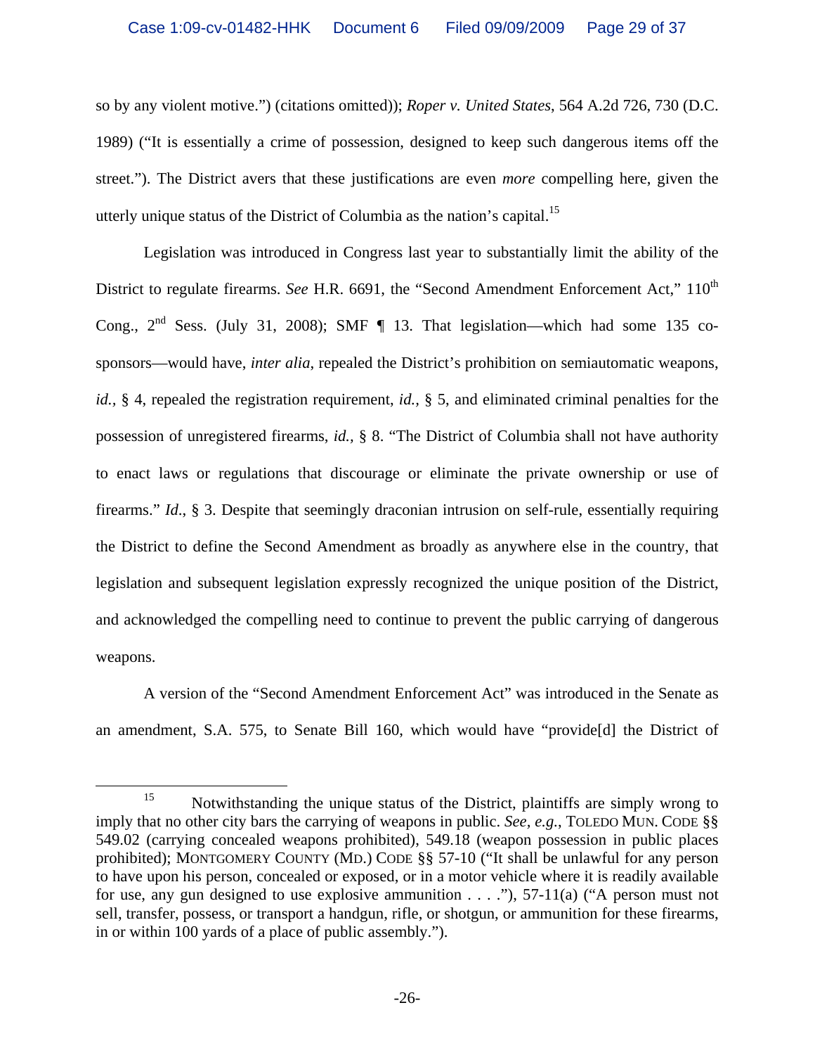so by any violent motive.") (citations omitted)); *Roper v. United States*, 564 A.2d 726, 730 (D.C. 1989) ("It is essentially a crime of possession, designed to keep such dangerous items off the street."). The District avers that these justifications are even *more* compelling here, given the utterly unique status of the District of Columbia as the nation's capital.[15]

Legislation was introduced in Congress last year to substantially limit the ability of the District to regulate firearms. *See* H.R. 6691, the "Second Amendment Enforcement Act," 110th Cong., 2nd Sess. (July 31, 2008); SMF ¶ 13. That legislation—which had some 135 co-sponsors—would have, *inter alia*, repealed the District's prohibition on semiautomatic weapons, *id.*, § 4, repealed the registration requirement, *id.*, § 5, and eliminated criminal penalties for the possession of unregistered firearms, *id.*, § 8. "The District of Columbia shall not have authority to enact laws or regulations that discourage or eliminate the private ownership or use of firearms." *Id*., § 3. Despite that seemingly draconian intrusion on self-rule, essentially requiring the District to define the Second Amendment as broadly as anywhere else in the country, that legislation and subsequent legislation expressly recognized the unique position of the District, and acknowledged the compelling need to continue to prevent the public carrying of dangerous weapons.

A version of the "Second Amendment Enforcement Act" was introduced in the Senate as an amendment, S.A. 575, to Senate Bill 160, which would have "provide[d] the District of

---

[15] Notwithstanding the unique status of the District, plaintiffs are simply wrong to imply that no other city bars the carrying of weapons in public. *See, e.g.*, TOLEDO MUN. CODE §§ 549.02 (carrying concealed weapons prohibited), 549.18 (weapon possession in public places prohibited); MONTGOMERY COUNTY (MD.) CODE §§ 57-10 ("It shall be unlawful for any person to have upon his person, concealed or exposed, or in a motor vehicle where it is readily available for use, any gun designed to use explosive ammunition . . . ."), 57-11(a) ("A person must not sell, transfer, possess, or transport a handgun, rifle, or shotgun, or ammunition for these firearms, in or within 100 yards of a place of public assembly.").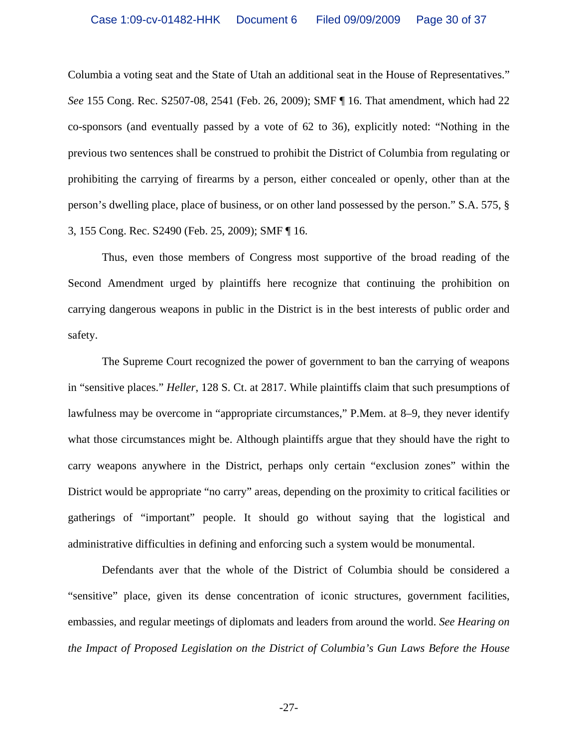Columbia a voting seat and the State of Utah an additional seat in the House of Representatives." *See* 155 Cong. Rec. S2507-08, 2541 (Feb. 26, 2009); SMF ¶ 16. That amendment, which had 22 co-sponsors (and eventually passed by a vote of 62 to 36), explicitly noted: "Nothing in the previous two sentences shall be construed to prohibit the District of Columbia from regulating or prohibiting the carrying of firearms by a person, either concealed or openly, other than at the person's dwelling place, place of business, or on other land possessed by the person." S.A. 575, § 3, 155 Cong. Rec. S2490 (Feb. 25, 2009); SMF ¶ 16.

Thus, even those members of Congress most supportive of the broad reading of the Second Amendment urged by plaintiffs here recognize that continuing the prohibition on carrying dangerous weapons in public in the District is in the best interests of public order and safety.

The Supreme Court recognized the power of government to ban the carrying of weapons in "sensitive places." *Heller*, 128 S. Ct. at 2817. While plaintiffs claim that such presumptions of lawfulness may be overcome in "appropriate circumstances," P.Mem. at 8–9, they never identify what those circumstances might be. Although plaintiffs argue that they should have the right to carry weapons anywhere in the District, perhaps only certain "exclusion zones" within the District would be appropriate "no carry" areas, depending on the proximity to critical facilities or gatherings of "important" people. It should go without saying that the logistical and administrative difficulties in defining and enforcing such a system would be monumental.

Defendants aver that the whole of the District of Columbia should be considered a "sensitive" place, given its dense concentration of iconic structures, government facilities, embassies, and regular meetings of diplomats and leaders from around the world. *See Hearing on the Impact of Proposed Legislation on the District of Columbia's Gun Laws Before the House*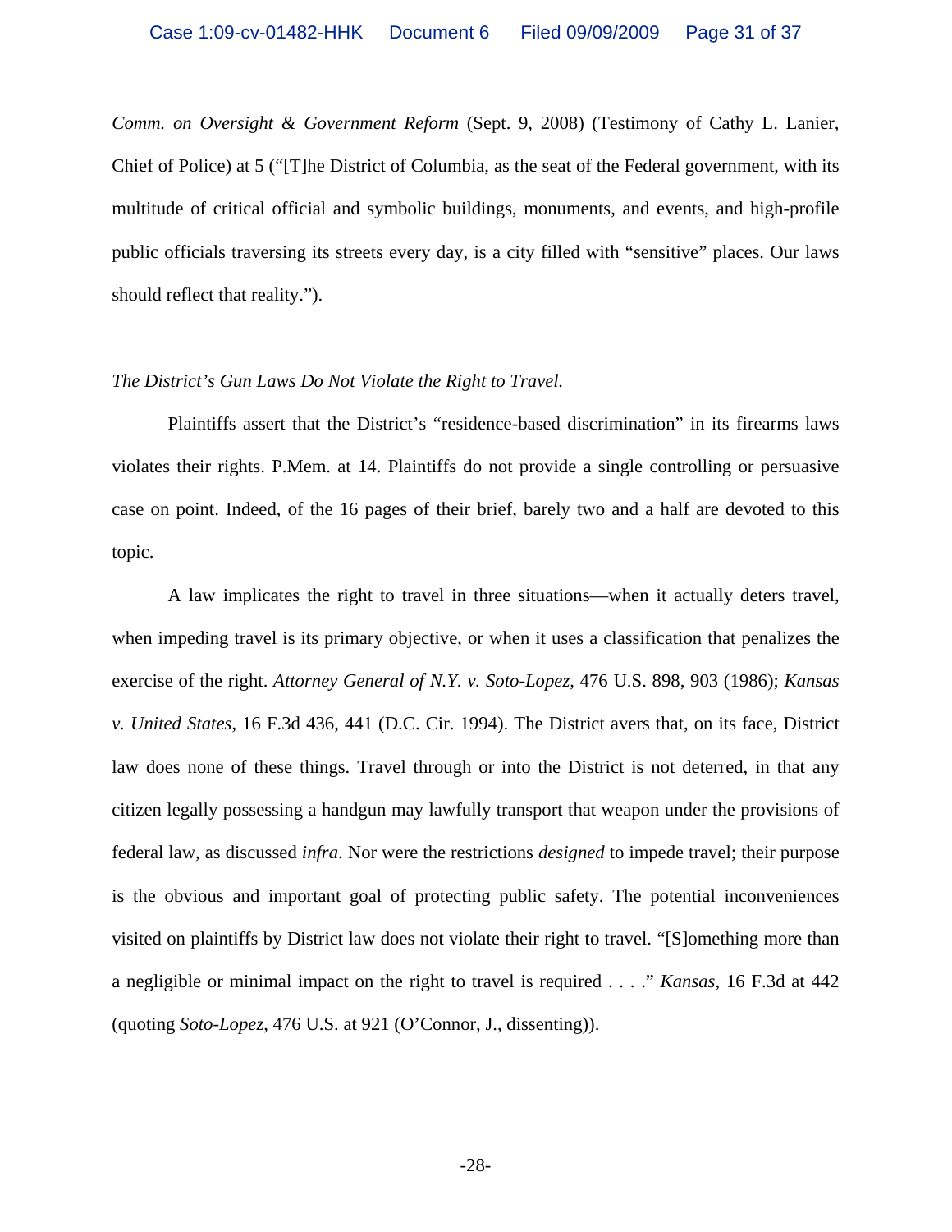*Comm. on Oversight & Government Reform* (Sept. 9, 2008) (Testimony of Cathy L. Lanier, Chief of Police) at 5 ("[T]he District of Columbia, as the seat of the Federal government, with its multitude of critical official and symbolic buildings, monuments, and events, and high-profile public officials traversing its streets every day, is a city filled with "sensitive" places. Our laws should reflect that reality.").

*The District's Gun Laws Do Not Violate the Right to Travel.*

Plaintiffs assert that the District's "residence-based discrimination" in its firearms laws violates their rights. P.Mem. at 14. Plaintiffs do not provide a single controlling or persuasive case on point. Indeed, of the 16 pages of their brief, barely two and a half are devoted to this topic.

A law implicates the right to travel in three situations—when it actually deters travel, when impeding travel is its primary objective, or when it uses a classification that penalizes the exercise of the right. *Attorney General of N.Y. v. Soto-Lopez*, 476 U.S. 898, 903 (1986); *Kansas v. United States*, 16 F.3d 436, 441 (D.C. Cir. 1994). The District avers that, on its face, District law does none of these things. Travel through or into the District is not deterred, in that any citizen legally possessing a handgun may lawfully transport that weapon under the provisions of federal law, as discussed *infra*. Nor were the restrictions *designed* to impede travel; their purpose is the obvious and important goal of protecting public safety. The potential inconveniences visited on plaintiffs by District law does not violate their right to travel. "[S]omething more than a negligible or minimal impact on the right to travel is required . . . ." *Kansas*, 16 F.3d at 442 (quoting *Soto-Lopez*, 476 U.S. at 921 (O'Connor, J., dissenting)).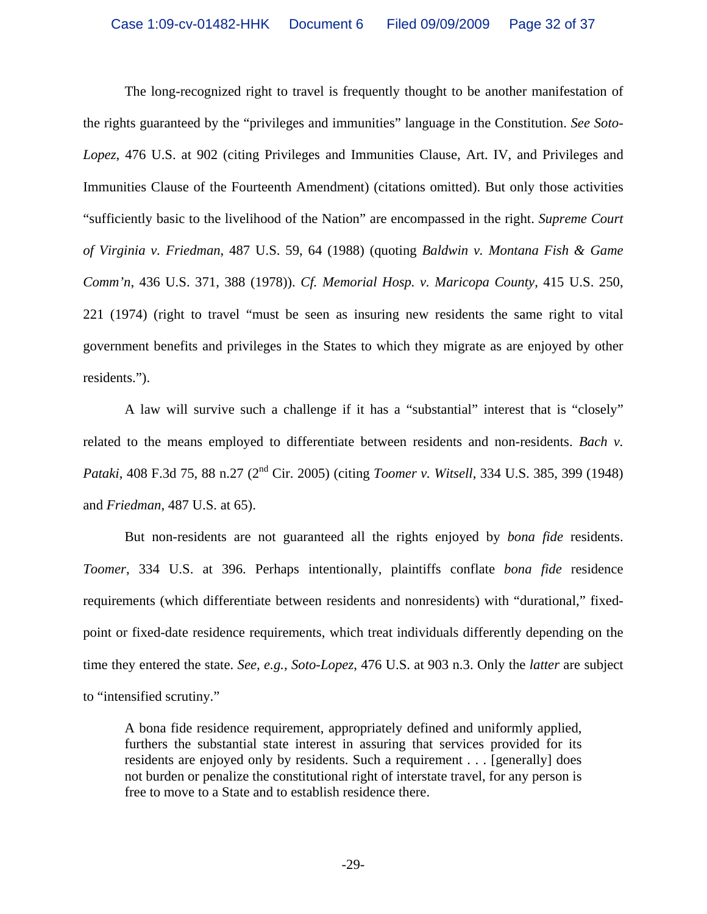The long-recognized right to travel is frequently thought to be another manifestation of the rights guaranteed by the "privileges and immunities" language in the Constitution. *See Soto-Lopez*, 476 U.S. at 902 (citing Privileges and Immunities Clause, Art. IV, and Privileges and Immunities Clause of the Fourteenth Amendment) (citations omitted). But only those activities "sufficiently basic to the livelihood of the Nation" are encompassed in the right. *Supreme Court of Virginia v. Friedman*, 487 U.S. 59, 64 (1988) (quoting *Baldwin v. Montana Fish & Game Comm'n*, 436 U.S. 371, 388 (1978)). *Cf. Memorial Hosp. v. Maricopa County*, 415 U.S. 250, 221 (1974) (right to travel "must be seen as insuring new residents the same right to vital government benefits and privileges in the States to which they migrate as are enjoyed by other residents.").

A law will survive such a challenge if it has a "substantial" interest that is "closely" related to the means employed to differentiate between residents and non-residents. *Bach v. Pataki*, 408 F.3d 75, 88 n.27 (2nd Cir. 2005) (citing *Toomer v. Witsell*, 334 U.S. 385, 399 (1948) and *Friedman*, 487 U.S. at 65).

But non-residents are not guaranteed all the rights enjoyed by *bona fide* residents. *Toomer*, 334 U.S. at 396. Perhaps intentionally, plaintiffs conflate *bona fide* residence requirements (which differentiate between residents and nonresidents) with "durational," fixed-point or fixed-date residence requirements, which treat individuals differently depending on the time they entered the state. *See, e.g., Soto-Lopez*, 476 U.S. at 903 n.3. Only the *latter* are subject to "intensified scrutiny."

> A bona fide residence requirement, appropriately defined and uniformly applied, furthers the substantial state interest in assuring that services provided for its residents are enjoyed only by residents. Such a requirement . . . [generally] does not burden or penalize the constitutional right of interstate travel, for any person is free to move to a State and to establish residence there.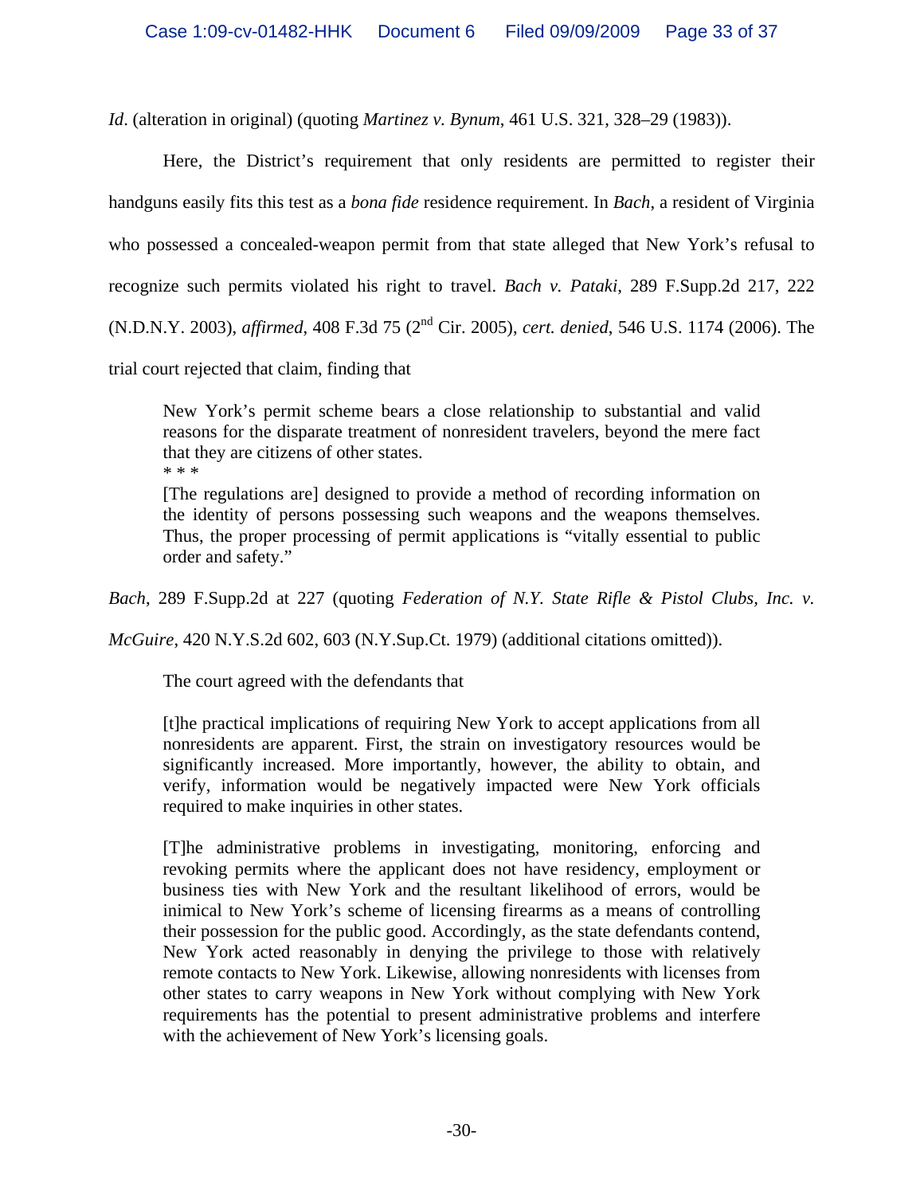*Id*. (alteration in original) (quoting *Martinez v. Bynum*, 461 U.S. 321, 328–29 (1983)).

Here, the District's requirement that only residents are permitted to register their handguns easily fits this test as a *bona fide* residence requirement. In *Bach*, a resident of Virginia who possessed a concealed-weapon permit from that state alleged that New York's refusal to recognize such permits violated his right to travel. *Bach v. Pataki*, 289 F.Supp.2d 217, 222 (N.D.N.Y. 2003), *affirmed*, 408 F.3d 75 (2nd Cir. 2005), *cert. denied*, 546 U.S. 1174 (2006). The trial court rejected that claim, finding that

> New York's permit scheme bears a close relationship to substantial and valid reasons for the disparate treatment of nonresident travelers, beyond the mere fact that they are citizens of other states.
>
> \* \* \*
>
> [The regulations are] designed to provide a method of recording information on the identity of persons possessing such weapons and the weapons themselves. Thus, the proper processing of permit applications is "vitally essential to public order and safety."

*Bach*, 289 F.Supp.2d at 227 (quoting *Federation of N.Y. State Rifle & Pistol Clubs, Inc. v. McGuire*, 420 N.Y.S.2d 602, 603 (N.Y.Sup.Ct. 1979) (additional citations omitted)).

The court agreed with the defendants that

> [t]he practical implications of requiring New York to accept applications from all nonresidents are apparent. First, the strain on investigatory resources would be significantly increased. More importantly, however, the ability to obtain, and verify, information would be negatively impacted were New York officials required to make inquiries in other states.
>
> [T]he administrative problems in investigating, monitoring, enforcing and revoking permits where the applicant does not have residency, employment or business ties with New York and the resultant likelihood of errors, would be inimical to New York's scheme of licensing firearms as a means of controlling their possession for the public good. Accordingly, as the state defendants contend, New York acted reasonably in denying the privilege to those with relatively remote contacts to New York. Likewise, allowing nonresidents with licenses from other states to carry weapons in New York without complying with New York requirements has the potential to present administrative problems and interfere with the achievement of New York's licensing goals.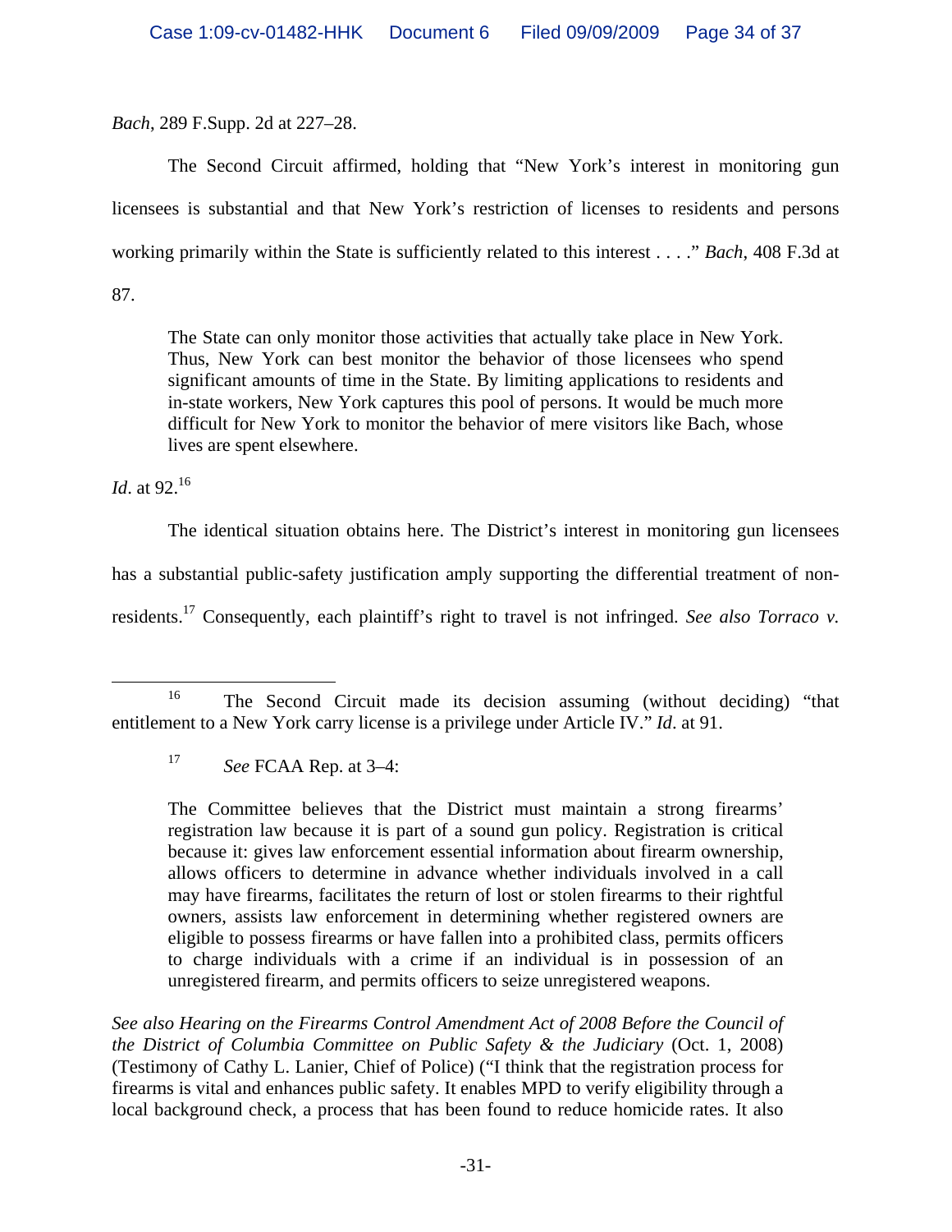*Bach*, 289 F.Supp. 2d at 227–28.

The Second Circuit affirmed, holding that "New York's interest in monitoring gun licensees is substantial and that New York's restriction of licenses to residents and persons working primarily within the State is sufficiently related to this interest . . . ." *Bach*, 408 F.3d at 87.

> The State can only monitor those activities that actually take place in New York. Thus, New York can best monitor the behavior of those licensees who spend significant amounts of time in the State. By limiting applications to residents and in-state workers, New York captures this pool of persons. It would be much more difficult for New York to monitor the behavior of mere visitors like Bach, whose lives are spent elsewhere.

*Id*. at 92.[16]

The identical situation obtains here. The District's interest in monitoring gun licensees has a substantial public-safety justification amply supporting the differential treatment of non-residents.[17] Consequently, each plaintiff's right to travel is not infringed. *See also Torraco v.*

---

[16] The Second Circuit made its decision assuming (without deciding) "that entitlement to a New York carry license is a privilege under Article IV." *Id*. at 91.

[17] *See* FCAA Rep. at 3–4:

> The Committee believes that the District must maintain a strong firearms' registration law because it is part of a sound gun policy. Registration is critical because it: gives law enforcement essential information about firearm ownership, allows officers to determine in advance whether individuals involved in a call may have firearms, facilitates the return of lost or stolen firearms to their rightful owners, assists law enforcement in determining whether registered owners are eligible to possess firearms or have fallen into a prohibited class, permits officers to charge individuals with a crime if an individual is in possession of an unregistered firearm, and permits officers to seize unregistered weapons.

*See also Hearing on the Firearms Control Amendment Act of 2008 Before the Council of the District of Columbia Committee on Public Safety & the Judiciary* (Oct. 1, 2008) (Testimony of Cathy L. Lanier, Chief of Police) ("I think that the registration process for firearms is vital and enhances public safety. It enables MPD to verify eligibility through a local background check, a process that has been found to reduce homicide rates. It also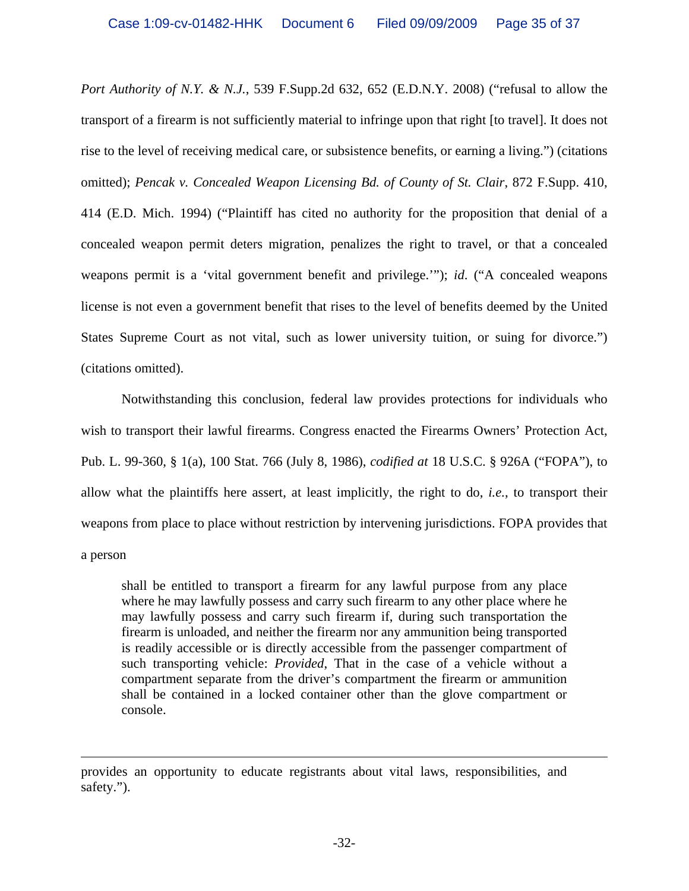*Port Authority of N.Y. & N.J.*, 539 F.Supp.2d 632, 652 (E.D.N.Y. 2008) ("refusal to allow the transport of a firearm is not sufficiently material to infringe upon that right [to travel]. It does not rise to the level of receiving medical care, or subsistence benefits, or earning a living.") (citations omitted); *Pencak v. Concealed Weapon Licensing Bd. of County of St. Clair*, 872 F.Supp. 410, 414 (E.D. Mich. 1994) ("Plaintiff has cited no authority for the proposition that denial of a concealed weapon permit deters migration, penalizes the right to travel, or that a concealed weapons permit is a 'vital government benefit and privilege.'"); *id.* ("A concealed weapons license is not even a government benefit that rises to the level of benefits deemed by the United States Supreme Court as not vital, such as lower university tuition, or suing for divorce.") (citations omitted).

Notwithstanding this conclusion, federal law provides protections for individuals who wish to transport their lawful firearms. Congress enacted the Firearms Owners' Protection Act, Pub. L. 99-360, § 1(a), 100 Stat. 766 (July 8, 1986), *codified at* 18 U.S.C. § 926A ("FOPA"), to allow what the plaintiffs here assert, at least implicitly, the right to do, *i.e.*, to transport their weapons from place to place without restriction by intervening jurisdictions. FOPA provides that a person

> shall be entitled to transport a firearm for any lawful purpose from any place where he may lawfully possess and carry such firearm to any other place where he may lawfully possess and carry such firearm if, during such transportation the firearm is unloaded, and neither the firearm nor any ammunition being transported is readily accessible or is directly accessible from the passenger compartment of such transporting vehicle: *Provided*, That in the case of a vehicle without a compartment separate from the driver's compartment the firearm or ammunition shall be contained in a locked container other than the glove compartment or console.

---

provides an opportunity to educate registrants about vital laws, responsibilities, and safety.").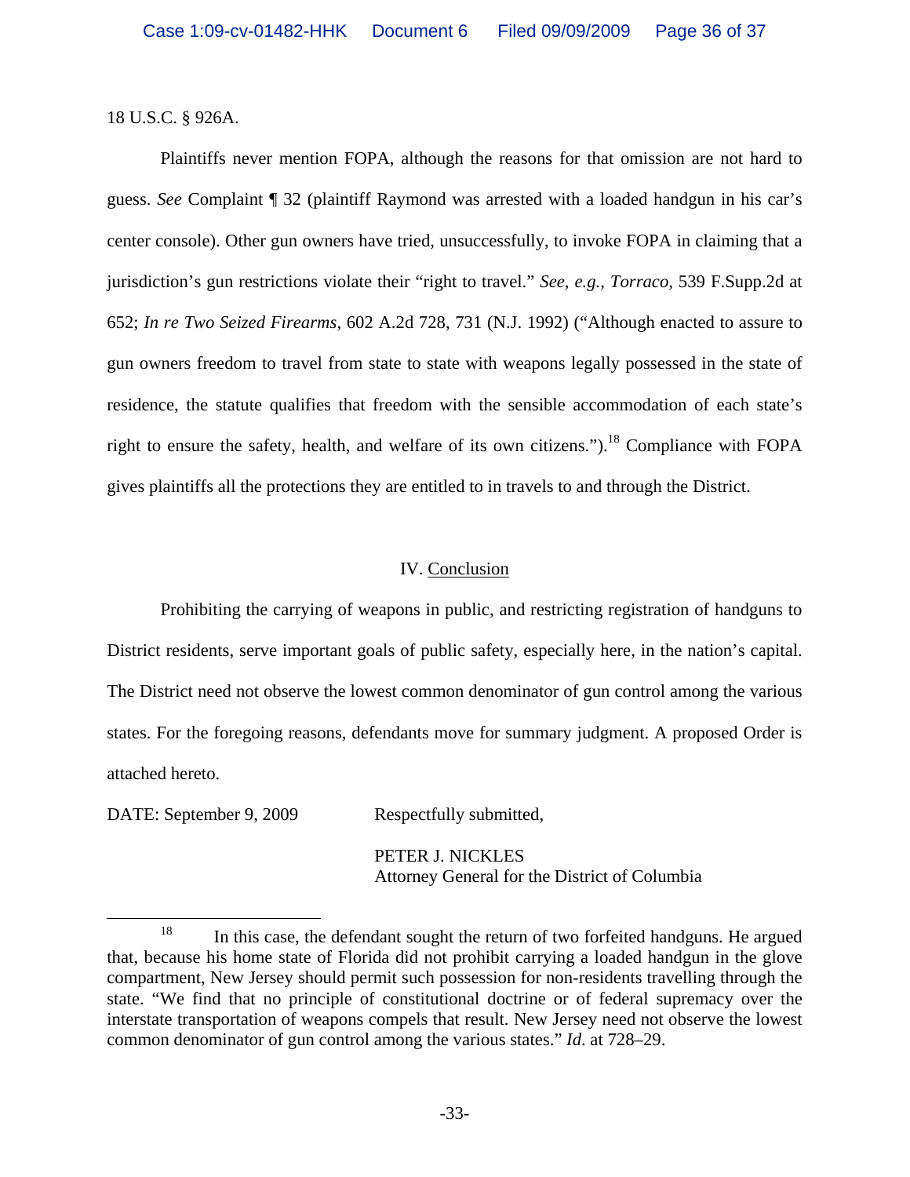18 U.S.C. § 926A.

Plaintiffs never mention FOPA, although the reasons for that omission are not hard to guess. *See* Complaint ¶ 32 (plaintiff Raymond was arrested with a loaded handgun in his car's center console). Other gun owners have tried, unsuccessfully, to invoke FOPA in claiming that a jurisdiction's gun restrictions violate their "right to travel." *See, e.g.*, *Torraco*, 539 F.Supp.2d at 652; *In re Two Seized Firearms*, 602 A.2d 728, 731 (N.J. 1992) ("Although enacted to assure to gun owners freedom to travel from state to state with weapons legally possessed in the state of residence, the statute qualifies that freedom with the sensible accommodation of each state's right to ensure the safety, health, and welfare of its own citizens.").[18] Compliance with FOPA gives plaintiffs all the protections they are entitled to in travels to and through the District.

## IV. Conclusion

Prohibiting the carrying of weapons in public, and restricting registration of handguns to District residents, serve important goals of public safety, especially here, in the nation's capital. The District need not observe the lowest common denominator of gun control among the various states. For the foregoing reasons, defendants move for summary judgment. A proposed Order is attached hereto.

DATE: September 9, 2009

Respectfully submitted,

PETER J. NICKLES
Attorney General for the District of Columbia

---

[18] In this case, the defendant sought the return of two forfeited handguns. He argued that, because his home state of Florida did not prohibit carrying a loaded handgun in the glove compartment, New Jersey should permit such possession for non-residents travelling through the state. "We find that no principle of constitutional doctrine or of federal supremacy over the interstate transportation of weapons compels that result. New Jersey need not observe the lowest common denominator of gun control among the various states." *Id.* at 728–29.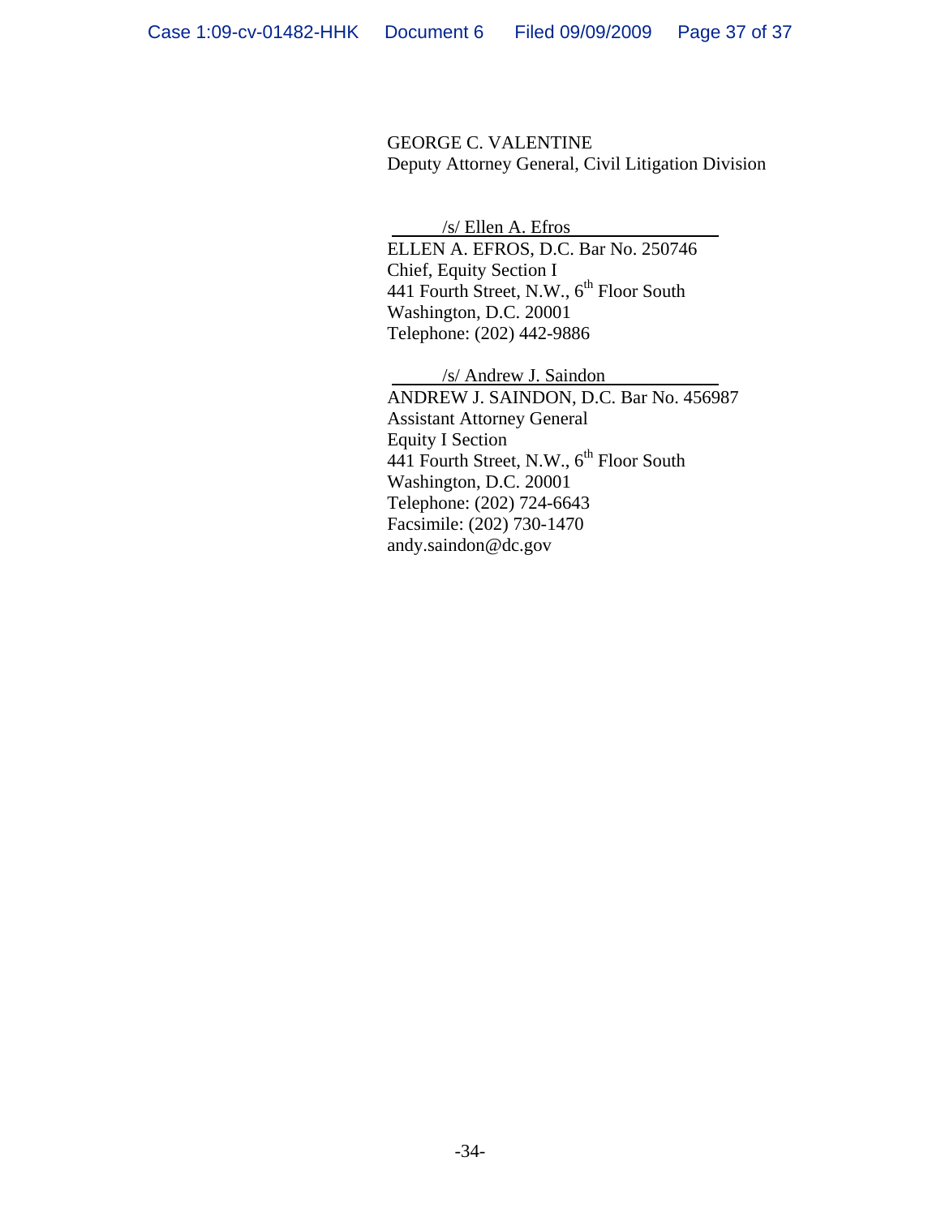GEORGE C. VALENTINE
Deputy Attorney General, Civil Litigation Division

/s/ Ellen A. Efros
ELLEN A. EFROS, D.C. Bar No. 250746
Chief, Equity Section I
441 Fourth Street, N.W., 6th Floor South
Washington, D.C. 20001
Telephone: (202) 442-9886

/s/ Andrew J. Saindon
ANDREW J. SAINDON, D.C. Bar No. 456987
Assistant Attorney General
Equity I Section
441 Fourth Street, N.W., 6th Floor South
Washington, D.C. 20001
Telephone: (202) 724-6643
Facsimile: (202) 730-1470
andy.saindon@dc.gov